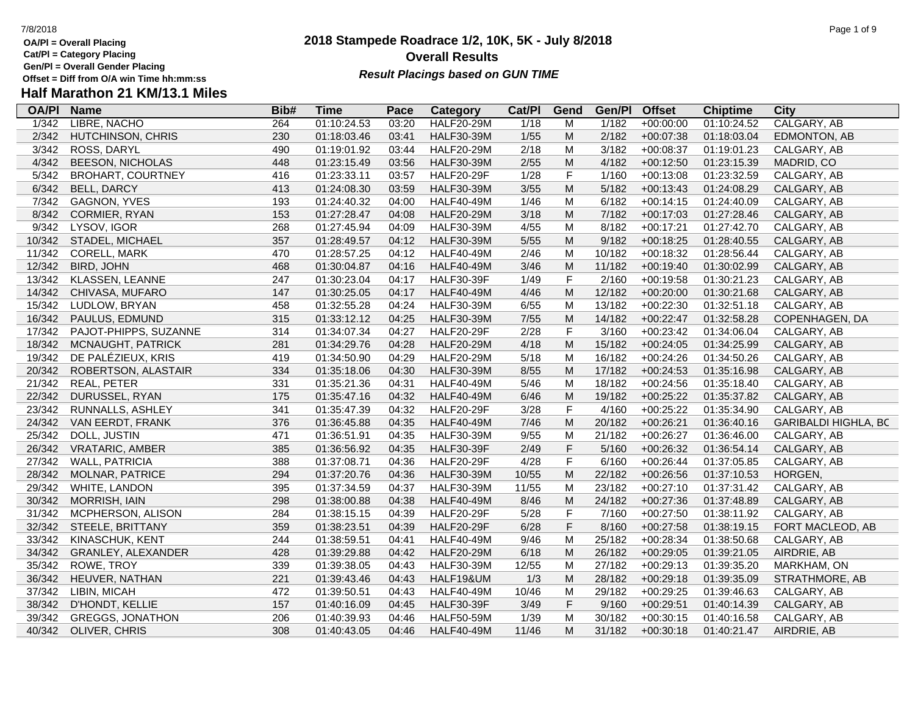OA/Pl = Overall Placing
Cat/Pl = Category Placing
Gen/Pl = Overall Gender Placing
Offset = Diff from O/A win Time hh:mm:ss

# 2018 Stampede Roadrace 1/2, 10K, 5K - July 8/2018

## Overall Results

***Result Placings based on GUN TIME***

## Half Marathon 21 KM/13.1 Miles

| OA/Pl | Name | Bib# | Time | Pace | Category | Cat/Pl | Gend | Gen/Pl | Offset | Chiptime | City |
|---|---|---|---|---|---|---|---|---|---|---|---|
| 1/342 | LIBRE, NACHO | 264 | 01:10:24.53 | 03:20 | HALF20-29M | 1/18 | M | 1/182 | +00:00:00 | 01:10:24.52 | CALGARY, AB |
| 2/342 | HUTCHINSON, CHRIS | 230 | 01:18:03.46 | 03:41 | HALF30-39M | 1/55 | M | 2/182 | +00:07:38 | 01:18:03.04 | EDMONTON, AB |
| 3/342 | ROSS, DARYL | 490 | 01:19:01.92 | 03:44 | HALF20-29M | 2/18 | M | 3/182 | +00:08:37 | 01:19:01.23 | CALGARY, AB |
| 4/342 | BEESON, NICHOLAS | 448 | 01:23:15.49 | 03:56 | HALF30-39M | 2/55 | M | 4/182 | +00:12:50 | 01:23:15.39 | MADRID, CO |
| 5/342 | BROHART, COURTNEY | 416 | 01:23:33.11 | 03:57 | HALF20-29F | 1/28 | F | 1/160 | +00:13:08 | 01:23:32.59 | CALGARY, AB |
| 6/342 | BELL, DARCY | 413 | 01:24:08.30 | 03:59 | HALF30-39M | 3/55 | M | 5/182 | +00:13:43 | 01:24:08.29 | CALGARY, AB |
| 7/342 | GAGNON, YVES | 193 | 01:24:40.32 | 04:00 | HALF40-49M | 1/46 | M | 6/182 | +00:14:15 | 01:24:40.09 | CALGARY, AB |
| 8/342 | CORMIER, RYAN | 153 | 01:27:28.47 | 04:08 | HALF20-29M | 3/18 | M | 7/182 | +00:17:03 | 01:27:28.46 | CALGARY, AB |
| 9/342 | LYSOV, IGOR | 268 | 01:27:45.94 | 04:09 | HALF30-39M | 4/55 | M | 8/182 | +00:17:21 | 01:27:42.70 | CALGARY, AB |
| 10/342 | STADEL, MICHAEL | 357 | 01:28:49.57 | 04:12 | HALF30-39M | 5/55 | M | 9/182 | +00:18:25 | 01:28:40.55 | CALGARY, AB |
| 11/342 | CORELL, MARK | 470 | 01:28:57.25 | 04:12 | HALF40-49M | 2/46 | M | 10/182 | +00:18:32 | 01:28:56.44 | CALGARY, AB |
| 12/342 | BIRD, JOHN | 468 | 01:30:04.87 | 04:16 | HALF40-49M | 3/46 | M | 11/182 | +00:19:40 | 01:30:02.99 | CALGARY, AB |
| 13/342 | KLASSEN, LEANNE | 247 | 01:30:23.04 | 04:17 | HALF30-39F | 1/49 | F | 2/160 | +00:19:58 | 01:30:21.23 | CALGARY, AB |
| 14/342 | CHIVASA, MUFARO | 147 | 01:30:25.05 | 04:17 | HALF40-49M | 4/46 | M | 12/182 | +00:20:00 | 01:30:21.68 | CALGARY, AB |
| 15/342 | LUDLOW, BRYAN | 458 | 01:32:55.28 | 04:24 | HALF30-39M | 6/55 | M | 13/182 | +00:22:30 | 01:32:51.18 | CALGARY, AB |
| 16/342 | PAULUS, EDMUND | 315 | 01:33:12.12 | 04:25 | HALF30-39M | 7/55 | M | 14/182 | +00:22:47 | 01:32:58.28 | COPENHAGEN, DA |
| 17/342 | PAJOT-PHIPPS, SUZANNE | 314 | 01:34:07.34 | 04:27 | HALF20-29F | 2/28 | F | 3/160 | +00:23:42 | 01:34:06.04 | CALGARY, AB |
| 18/342 | MCNAUGHT, PATRICK | 281 | 01:34:29.76 | 04:28 | HALF20-29M | 4/18 | M | 15/182 | +00:24:05 | 01:34:25.99 | CALGARY, AB |
| 19/342 | DE PALÉZIEUX, KRIS | 419 | 01:34:50.90 | 04:29 | HALF20-29M | 5/18 | M | 16/182 | +00:24:26 | 01:34:50.26 | CALGARY, AB |
| 20/342 | ROBERTSON, ALASTAIR | 334 | 01:35:18.06 | 04:30 | HALF30-39M | 8/55 | M | 17/182 | +00:24:53 | 01:35:16.98 | CALGARY, AB |
| 21/342 | REAL, PETER | 331 | 01:35:21.36 | 04:31 | HALF40-49M | 5/46 | M | 18/182 | +00:24:56 | 01:35:18.40 | CALGARY, AB |
| 22/342 | DURUSSEL, RYAN | 175 | 01:35:47.16 | 04:32 | HALF40-49M | 6/46 | M | 19/182 | +00:25:22 | 01:35:37.82 | CALGARY, AB |
| 23/342 | RUNNALLS, ASHLEY | 341 | 01:35:47.39 | 04:32 | HALF20-29F | 3/28 | F | 4/160 | +00:25:22 | 01:35:34.90 | CALGARY, AB |
| 24/342 | VAN EERDT, FRANK | 376 | 01:36:45.88 | 04:35 | HALF40-49M | 7/46 | M | 20/182 | +00:26:21 | 01:36:40.16 | GARIBALDI HIGHLA, BC |
| 25/342 | DOLL, JUSTIN | 471 | 01:36:51.91 | 04:35 | HALF30-39M | 9/55 | M | 21/182 | +00:26:27 | 01:36:46.00 | CALGARY, AB |
| 26/342 | VRATARIC, AMBER | 385 | 01:36:56.92 | 04:35 | HALF30-39F | 2/49 | F | 5/160 | +00:26:32 | 01:36:54.14 | CALGARY, AB |
| 27/342 | WALL, PATRICIA | 388 | 01:37:08.71 | 04:36 | HALF20-29F | 4/28 | F | 6/160 | +00:26:44 | 01:37:05.85 | CALGARY, AB |
| 28/342 | MOLNAR, PATRICE | 294 | 01:37:20.76 | 04:36 | HALF30-39M | 10/55 | M | 22/182 | +00:26:56 | 01:37:10.53 | HORGEN, |
| 29/342 | WHITE, LANDON | 395 | 01:37:34.59 | 04:37 | HALF30-39M | 11/55 | M | 23/182 | +00:27:10 | 01:37:31.42 | CALGARY, AB |
| 30/342 | MORRISH, IAIN | 298 | 01:38:00.88 | 04:38 | HALF40-49M | 8/46 | M | 24/182 | +00:27:36 | 01:37:48.89 | CALGARY, AB |
| 31/342 | MCPHERSON, ALISON | 284 | 01:38:15.15 | 04:39 | HALF20-29F | 5/28 | F | 7/160 | +00:27:50 | 01:38:11.92 | CALGARY, AB |
| 32/342 | STEELE, BRITTANY | 359 | 01:38:23.51 | 04:39 | HALF20-29F | 6/28 | F | 8/160 | +00:27:58 | 01:38:19.15 | FORT MACLEOD, AB |
| 33/342 | KINASCHUK, KENT | 244 | 01:38:59.51 | 04:41 | HALF40-49M | 9/46 | M | 25/182 | +00:28:34 | 01:38:50.68 | CALGARY, AB |
| 34/342 | GRANLEY, ALEXANDER | 428 | 01:39:29.88 | 04:42 | HALF20-29M | 6/18 | M | 26/182 | +00:29:05 | 01:39:21.05 | AIRDRIE, AB |
| 35/342 | ROWE, TROY | 339 | 01:39:38.05 | 04:43 | HALF30-39M | 12/55 | M | 27/182 | +00:29:13 | 01:39:35.20 | MARKHAM, ON |
| 36/342 | HEUVER, NATHAN | 221 | 01:39:43.46 | 04:43 | HALF19&UM | 1/3 | M | 28/182 | +00:29:18 | 01:39:35.09 | STRATHMORE, AB |
| 37/342 | LIBIN, MICAH | 472 | 01:39:50.51 | 04:43 | HALF40-49M | 10/46 | M | 29/182 | +00:29:25 | 01:39:46.63 | CALGARY, AB |
| 38/342 | D'HONDT, KELLIE | 157 | 01:40:16.09 | 04:45 | HALF30-39F | 3/49 | F | 9/160 | +00:29:51 | 01:40:14.39 | CALGARY, AB |
| 39/342 | GREGGS, JONATHON | 206 | 01:40:39.93 | 04:46 | HALF50-59M | 1/39 | M | 30/182 | +00:30:15 | 01:40:16.58 | CALGARY, AB |
| 40/342 | OLIVER, CHRIS | 308 | 01:40:43.05 | 04:46 | HALF40-49M | 11/46 | M | 31/182 | +00:30:18 | 01:40:21.47 | AIRDRIE, AB |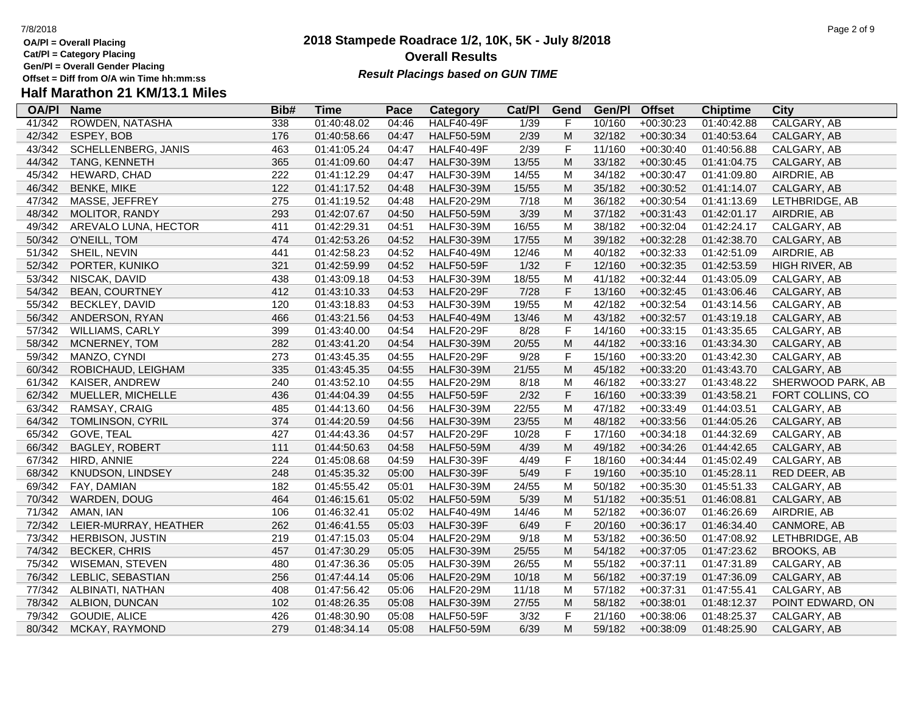OA/Pl = Overall Placing
Cat/Pl = Category Placing
Gen/Pl = Overall Gender Placing
Offset = Diff from O/A win Time hh:mm:ss

# 2018 Stampede Roadrace 1/2, 10K, 5K - July 8/2018

## Overall Results

***Result Placings based on GUN TIME***

## Half Marathon 21 KM/13.1 Miles

| OA/Pl | Name | Bib# | Time | Pace | Category | Cat/Pl | Gend | Gen/Pl | Offset | Chiptime | City |
|---|---|---|---|---|---|---|---|---|---|---|---|
| 41/342 | ROWDEN, NATASHA | 338 | 01:40:48.02 | 04:46 | HALF40-49F | 1/39 | F | 10/160 | +00:30:23 | 01:40:42.88 | CALGARY, AB |
| 42/342 | ESPEY, BOB | 176 | 01:40:58.66 | 04:47 | HALF50-59M | 2/39 | M | 32/182 | +00:30:34 | 01:40:53.64 | CALGARY, AB |
| 43/342 | SCHELLENBERG, JANIS | 463 | 01:41:05.24 | 04:47 | HALF40-49F | 2/39 | F | 11/160 | +00:30:40 | 01:40:56.88 | CALGARY, AB |
| 44/342 | TANG, KENNETH | 365 | 01:41:09.60 | 04:47 | HALF30-39M | 13/55 | M | 33/182 | +00:30:45 | 01:41:04.75 | CALGARY, AB |
| 45/342 | HEWARD, CHAD | 222 | 01:41:12.29 | 04:47 | HALF30-39M | 14/55 | M | 34/182 | +00:30:47 | 01:41:09.80 | AIRDRIE, AB |
| 46/342 | BENKE, MIKE | 122 | 01:41:17.52 | 04:48 | HALF30-39M | 15/55 | M | 35/182 | +00:30:52 | 01:41:14.07 | CALGARY, AB |
| 47/342 | MASSE, JEFFREY | 275 | 01:41:19.52 | 04:48 | HALF20-29M | 7/18 | M | 36/182 | +00:30:54 | 01:41:13.69 | LETHBRIDGE, AB |
| 48/342 | MOLITOR, RANDY | 293 | 01:42:07.67 | 04:50 | HALF50-59M | 3/39 | M | 37/182 | +00:31:43 | 01:42:01.17 | AIRDRIE, AB |
| 49/342 | AREVALO LUNA, HECTOR | 411 | 01:42:29.31 | 04:51 | HALF30-39M | 16/55 | M | 38/182 | +00:32:04 | 01:42:24.17 | CALGARY, AB |
| 50/342 | O'NEILL, TOM | 474 | 01:42:53.26 | 04:52 | HALF30-39M | 17/55 | M | 39/182 | +00:32:28 | 01:42:38.70 | CALGARY, AB |
| 51/342 | SHEIL, NEVIN | 441 | 01:42:58.23 | 04:52 | HALF40-49M | 12/46 | M | 40/182 | +00:32:33 | 01:42:51.09 | AIRDRIE, AB |
| 52/342 | PORTER, KUNIKO | 321 | 01:42:59.99 | 04:52 | HALF50-59F | 1/32 | F | 12/160 | +00:32:35 | 01:42:53.59 | HIGH RIVER, AB |
| 53/342 | NISCAK, DAVID | 438 | 01:43:09.18 | 04:53 | HALF30-39M | 18/55 | M | 41/182 | +00:32:44 | 01:43:05.09 | CALGARY, AB |
| 54/342 | BEAN, COURTNEY | 412 | 01:43:10.33 | 04:53 | HALF20-29F | 7/28 | F | 13/160 | +00:32:45 | 01:43:06.46 | CALGARY, AB |
| 55/342 | BECKLEY, DAVID | 120 | 01:43:18.83 | 04:53 | HALF30-39M | 19/55 | M | 42/182 | +00:32:54 | 01:43:14.56 | CALGARY, AB |
| 56/342 | ANDERSON, RYAN | 466 | 01:43:21.56 | 04:53 | HALF40-49M | 13/46 | M | 43/182 | +00:32:57 | 01:43:19.18 | CALGARY, AB |
| 57/342 | WILLIAMS, CARLY | 399 | 01:43:40.00 | 04:54 | HALF20-29F | 8/28 | F | 14/160 | +00:33:15 | 01:43:35.65 | CALGARY, AB |
| 58/342 | MCNERNEY, TOM | 282 | 01:43:41.20 | 04:54 | HALF30-39M | 20/55 | M | 44/182 | +00:33:16 | 01:43:34.30 | CALGARY, AB |
| 59/342 | MANZO, CYNDI | 273 | 01:43:45.35 | 04:55 | HALF20-29F | 9/28 | F | 15/160 | +00:33:20 | 01:43:42.30 | CALGARY, AB |
| 60/342 | ROBICHAUD, LEIGHAM | 335 | 01:43:45.35 | 04:55 | HALF30-39M | 21/55 | M | 45/182 | +00:33:20 | 01:43:43.70 | CALGARY, AB |
| 61/342 | KAISER, ANDREW | 240 | 01:43:52.10 | 04:55 | HALF20-29M | 8/18 | M | 46/182 | +00:33:27 | 01:43:48.22 | SHERWOOD PARK, AB |
| 62/342 | MUELLER, MICHELLE | 436 | 01:44:04.39 | 04:55 | HALF50-59F | 2/32 | F | 16/160 | +00:33:39 | 01:43:58.21 | FORT COLLINS, CO |
| 63/342 | RAMSAY, CRAIG | 485 | 01:44:13.60 | 04:56 | HALF30-39M | 22/55 | M | 47/182 | +00:33:49 | 01:44:03.51 | CALGARY, AB |
| 64/342 | TOMLINSON, CYRIL | 374 | 01:44:20.59 | 04:56 | HALF30-39M | 23/55 | M | 48/182 | +00:33:56 | 01:44:05.26 | CALGARY, AB |
| 65/342 | GOVE, TEAL | 427 | 01:44:43.36 | 04:57 | HALF20-29F | 10/28 | F | 17/160 | +00:34:18 | 01:44:32.69 | CALGARY, AB |
| 66/342 | BAGLEY, ROBERT | 111 | 01:44:50.63 | 04:58 | HALF50-59M | 4/39 | M | 49/182 | +00:34:26 | 01:44:42.65 | CALGARY, AB |
| 67/342 | HIRD, ANNIE | 224 | 01:45:08.68 | 04:59 | HALF30-39F | 4/49 | F | 18/160 | +00:34:44 | 01:45:02.49 | CALGARY, AB |
| 68/342 | KNUDSON, LINDSEY | 248 | 01:45:35.32 | 05:00 | HALF30-39F | 5/49 | F | 19/160 | +00:35:10 | 01:45:28.11 | RED DEER, AB |
| 69/342 | FAY, DAMIAN | 182 | 01:45:55.42 | 05:01 | HALF30-39M | 24/55 | M | 50/182 | +00:35:30 | 01:45:51.33 | CALGARY, AB |
| 70/342 | WARDEN, DOUG | 464 | 01:46:15.61 | 05:02 | HALF50-59M | 5/39 | M | 51/182 | +00:35:51 | 01:46:08.81 | CALGARY, AB |
| 71/342 | AMAN, IAN | 106 | 01:46:32.41 | 05:02 | HALF40-49M | 14/46 | M | 52/182 | +00:36:07 | 01:46:26.69 | AIRDRIE, AB |
| 72/342 | LEIER-MURRAY, HEATHER | 262 | 01:46:41.55 | 05:03 | HALF30-39F | 6/49 | F | 20/160 | +00:36:17 | 01:46:34.40 | CANMORE, AB |
| 73/342 | HERBISON, JUSTIN | 219 | 01:47:15.03 | 05:04 | HALF20-29M | 9/18 | M | 53/182 | +00:36:50 | 01:47:08.92 | LETHBRIDGE, AB |
| 74/342 | BECKER, CHRIS | 457 | 01:47:30.29 | 05:05 | HALF30-39M | 25/55 | M | 54/182 | +00:37:05 | 01:47:23.62 | BROOKS, AB |
| 75/342 | WISEMAN, STEVEN | 480 | 01:47:36.36 | 05:05 | HALF30-39M | 26/55 | M | 55/182 | +00:37:11 | 01:47:31.89 | CALGARY, AB |
| 76/342 | LEBLIC, SEBASTIAN | 256 | 01:47:44.14 | 05:06 | HALF20-29M | 10/18 | M | 56/182 | +00:37:19 | 01:47:36.09 | CALGARY, AB |
| 77/342 | ALBINATI, NATHAN | 408 | 01:47:56.42 | 05:06 | HALF20-29M | 11/18 | M | 57/182 | +00:37:31 | 01:47:55.41 | CALGARY, AB |
| 78/342 | ALBION, DUNCAN | 102 | 01:48:26.35 | 05:08 | HALF30-39M | 27/55 | M | 58/182 | +00:38:01 | 01:48:12.37 | POINT EDWARD, ON |
| 79/342 | GOUDIE, ALICE | 426 | 01:48:30.90 | 05:08 | HALF50-59F | 3/32 | F | 21/160 | +00:38:06 | 01:48:25.37 | CALGARY, AB |
| 80/342 | MCKAY, RAYMOND | 279 | 01:48:34.14 | 05:08 | HALF50-59M | 6/39 | M | 59/182 | +00:38:09 | 01:48:25.90 | CALGARY, AB |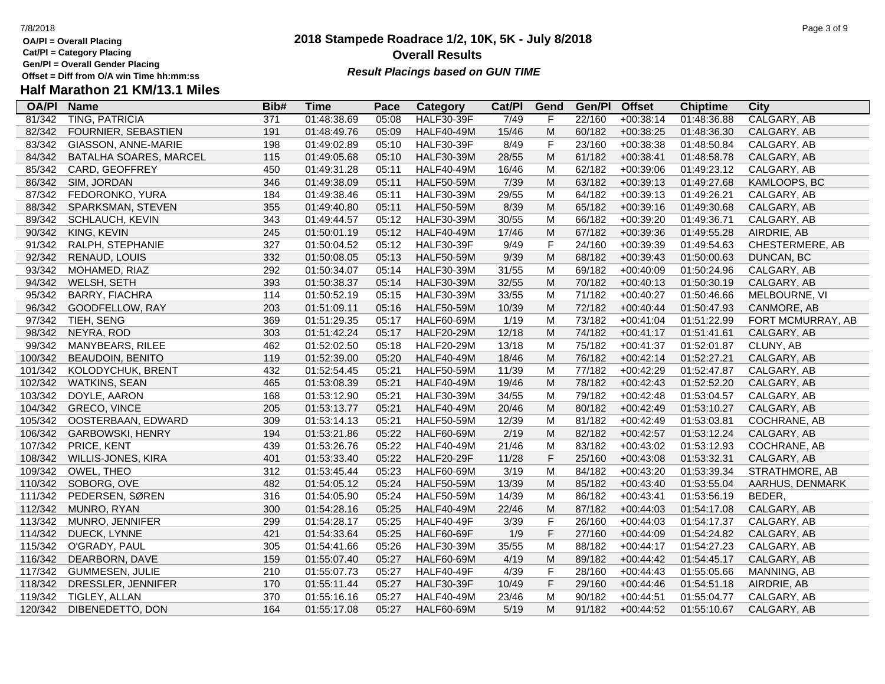# 2018 Stampede Roadrace 1/2, 10K, 5K - July 8/2018

## Overall Results

***Result Placings based on GUN TIME***

**OA/Pl = Overall Placing**
**Cat/Pl = Category Placing**
**Gen/Pl = Overall Gender Placing**
**Offset = Diff from O/A win Time hh:mm:ss**

## Half Marathon 21 KM/13.1 Miles

| OA/Pl | Name | Bib# | Time | Pace | Category | Cat/Pl | Gend | Gen/Pl | Offset | Chiptime | City |
|---|---|---|---|---|---|---|---|---|---|---|---|
| 81/342 | TING, PATRICIA | 371 | 01:48:38.69 | 05:08 | HALF30-39F | 7/49 | F | 22/160 | +00:38:14 | 01:48:36.88 | CALGARY, AB |
| 82/342 | FOURNIER, SEBASTIEN | 191 | 01:48:49.76 | 05:09 | HALF40-49M | 15/46 | M | 60/182 | +00:38:25 | 01:48:36.30 | CALGARY, AB |
| 83/342 | GIASSON, ANNE-MARIE | 198 | 01:49:02.89 | 05:10 | HALF30-39F | 8/49 | F | 23/160 | +00:38:38 | 01:48:50.84 | CALGARY, AB |
| 84/342 | BATALHA SOARES, MARCEL | 115 | 01:49:05.68 | 05:10 | HALF30-39M | 28/55 | M | 61/182 | +00:38:41 | 01:48:58.78 | CALGARY, AB |
| 85/342 | CARD, GEOFFREY | 450 | 01:49:31.28 | 05:11 | HALF40-49M | 16/46 | M | 62/182 | +00:39:06 | 01:49:23.12 | CALGARY, AB |
| 86/342 | SIM, JORDAN | 346 | 01:49:38.09 | 05:11 | HALF50-59M | 7/39 | M | 63/182 | +00:39:13 | 01:49:27.68 | KAMLOOPS, BC |
| 87/342 | FEDORONKO, YURA | 184 | 01:49:38.46 | 05:11 | HALF30-39M | 29/55 | M | 64/182 | +00:39:13 | 01:49:26.21 | CALGARY, AB |
| 88/342 | SPARKSMAN, STEVEN | 355 | 01:49:40.80 | 05:11 | HALF50-59M | 8/39 | M | 65/182 | +00:39:16 | 01:49:30.68 | CALGARY, AB |
| 89/342 | SCHLAUCH, KEVIN | 343 | 01:49:44.57 | 05:12 | HALF30-39M | 30/55 | M | 66/182 | +00:39:20 | 01:49:36.71 | CALGARY, AB |
| 90/342 | KING, KEVIN | 245 | 01:50:01.19 | 05:12 | HALF40-49M | 17/46 | M | 67/182 | +00:39:36 | 01:49:55.28 | AIRDRIE, AB |
| 91/342 | RALPH, STEPHANIE | 327 | 01:50:04.52 | 05:12 | HALF30-39F | 9/49 | F | 24/160 | +00:39:39 | 01:49:54.63 | CHESTERMERE, AB |
| 92/342 | RENAUD, LOUIS | 332 | 01:50:08.05 | 05:13 | HALF50-59M | 9/39 | M | 68/182 | +00:39:43 | 01:50:00.63 | DUNCAN, BC |
| 93/342 | MOHAMED, RIAZ | 292 | 01:50:34.07 | 05:14 | HALF30-39M | 31/55 | M | 69/182 | +00:40:09 | 01:50:24.96 | CALGARY, AB |
| 94/342 | WELSH, SETH | 393 | 01:50:38.37 | 05:14 | HALF30-39M | 32/55 | M | 70/182 | +00:40:13 | 01:50:30.19 | CALGARY, AB |
| 95/342 | BARRY, FIACHRA | 114 | 01:50:52.19 | 05:15 | HALF30-39M | 33/55 | M | 71/182 | +00:40:27 | 01:50:46.66 | MELBOURNE, VI |
| 96/342 | GOODFELLOW, RAY | 203 | 01:51:09.11 | 05:16 | HALF50-59M | 10/39 | M | 72/182 | +00:40:44 | 01:50:47.93 | CANMORE, AB |
| 97/342 | TIEH, SENG | 369 | 01:51:29.35 | 05:17 | HALF60-69M | 1/19 | M | 73/182 | +00:41:04 | 01:51:22.99 | FORT MCMURRAY, AB |
| 98/342 | NEYRA, ROD | 303 | 01:51:42.24 | 05:17 | HALF20-29M | 12/18 | M | 74/182 | +00:41:17 | 01:51:41.61 | CALGARY, AB |
| 99/342 | MANYBEARS, RILEE | 462 | 01:52:02.50 | 05:18 | HALF20-29M | 13/18 | M | 75/182 | +00:41:37 | 01:52:01.87 | CLUNY, AB |
| 100/342 | BEAUDOIN, BENITO | 119 | 01:52:39.00 | 05:20 | HALF40-49M | 18/46 | M | 76/182 | +00:42:14 | 01:52:27.21 | CALGARY, AB |
| 101/342 | KOLODYCHUK, BRENT | 432 | 01:52:54.45 | 05:21 | HALF50-59M | 11/39 | M | 77/182 | +00:42:29 | 01:52:47.87 | CALGARY, AB |
| 102/342 | WATKINS, SEAN | 465 | 01:53:08.39 | 05:21 | HALF40-49M | 19/46 | M | 78/182 | +00:42:43 | 01:52:52.20 | CALGARY, AB |
| 103/342 | DOYLE, AARON | 168 | 01:53:12.90 | 05:21 | HALF30-39M | 34/55 | M | 79/182 | +00:42:48 | 01:53:04.57 | CALGARY, AB |
| 104/342 | GRECO, VINCE | 205 | 01:53:13.77 | 05:21 | HALF40-49M | 20/46 | M | 80/182 | +00:42:49 | 01:53:10.27 | CALGARY, AB |
| 105/342 | OOSTERBAAN, EDWARD | 309 | 01:53:14.13 | 05:21 | HALF50-59M | 12/39 | M | 81/182 | +00:42:49 | 01:53:03.81 | COCHRANE, AB |
| 106/342 | GARBOWSKI, HENRY | 194 | 01:53:21.86 | 05:22 | HALF60-69M | 2/19 | M | 82/182 | +00:42:57 | 01:53:12.24 | CALGARY, AB |
| 107/342 | PRICE, KENT | 439 | 01:53:26.76 | 05:22 | HALF40-49M | 21/46 | M | 83/182 | +00:43:02 | 01:53:12.93 | COCHRANE, AB |
| 108/342 | WILLIS-JONES, KIRA | 401 | 01:53:33.40 | 05:22 | HALF20-29F | 11/28 | F | 25/160 | +00:43:08 | 01:53:32.31 | CALGARY, AB |
| 109/342 | OWEL, THEO | 312 | 01:53:45.44 | 05:23 | HALF60-69M | 3/19 | M | 84/182 | +00:43:20 | 01:53:39.34 | STRATHMORE, AB |
| 110/342 | SOBORG, OVE | 482 | 01:54:05.12 | 05:24 | HALF50-59M | 13/39 | M | 85/182 | +00:43:40 | 01:53:55.04 | AARHUS, DENMARK |
| 111/342 | PEDERSEN, SØREN | 316 | 01:54:05.90 | 05:24 | HALF50-59M | 14/39 | M | 86/182 | +00:43:41 | 01:53:56.19 | BEDER, |
| 112/342 | MUNRO, RYAN | 300 | 01:54:28.16 | 05:25 | HALF40-49M | 22/46 | M | 87/182 | +00:44:03 | 01:54:17.08 | CALGARY, AB |
| 113/342 | MUNRO, JENNIFER | 299 | 01:54:28.17 | 05:25 | HALF40-49F | 3/39 | F | 26/160 | +00:44:03 | 01:54:17.37 | CALGARY, AB |
| 114/342 | DUECK, LYNNE | 421 | 01:54:33.64 | 05:25 | HALF60-69F | 1/9 | F | 27/160 | +00:44:09 | 01:54:24.82 | CALGARY, AB |
| 115/342 | O'GRADY, PAUL | 305 | 01:54:41.66 | 05:26 | HALF30-39M | 35/55 | M | 88/182 | +00:44:17 | 01:54:27.23 | CALGARY, AB |
| 116/342 | DEARBORN, DAVE | 159 | 01:55:07.40 | 05:27 | HALF60-69M | 4/19 | M | 89/182 | +00:44:42 | 01:54:45.17 | CALGARY, AB |
| 117/342 | GUMMESEN, JULIE | 210 | 01:55:07.73 | 05:27 | HALF40-49F | 4/39 | F | 28/160 | +00:44:43 | 01:55:05.66 | MANNING, AB |
| 118/342 | DRESSLER, JENNIFER | 170 | 01:55:11.44 | 05:27 | HALF30-39F | 10/49 | F | 29/160 | +00:44:46 | 01:54:51.18 | AIRDRIE, AB |
| 119/342 | TIGLEY, ALLAN | 370 | 01:55:16.16 | 05:27 | HALF40-49M | 23/46 | M | 90/182 | +00:44:51 | 01:55:04.77 | CALGARY, AB |
| 120/342 | DIBENEDETTO, DON | 164 | 01:55:17.08 | 05:27 | HALF60-69M | 5/19 | M | 91/182 | +00:44:52 | 01:55:10.67 | CALGARY, AB |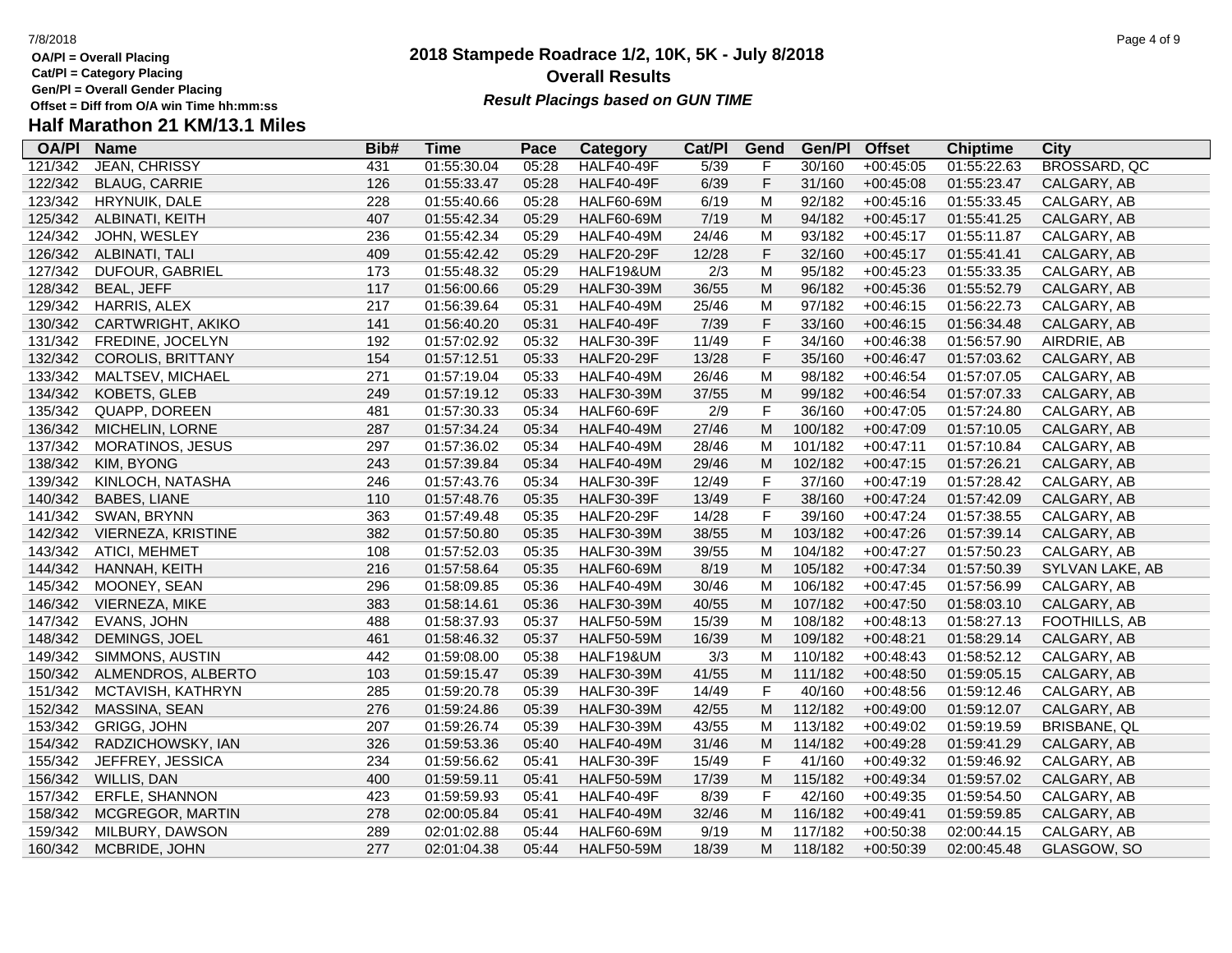OA/Pl = Overall Placing
Cat/Pl = Category Placing
Gen/Pl = Overall Gender Placing
Offset = Diff from O/A win Time hh:mm:ss

# 2018 Stampede Roadrace 1/2, 10K, 5K - July 8/2018

## Overall Results

***Result Placings based on GUN TIME***

## Half Marathon 21 KM/13.1 Miles

| OA/Pl | Name | Bib# | Time | Pace | Category | Cat/Pl | Gend | Gen/Pl | Offset | Chiptime | City |
|---|---|---|---|---|---|---|---|---|---|---|---|
| 121/342 | JEAN, CHRISSY | 431 | 01:55:30.04 | 05:28 | HALF40-49F | 5/39 | F | 30/160 | +00:45:05 | 01:55:22.63 | BROSSARD, QC |
| 122/342 | BLAUG, CARRIE | 126 | 01:55:33.47 | 05:28 | HALF40-49F | 6/39 | F | 31/160 | +00:45:08 | 01:55:23.47 | CALGARY, AB |
| 123/342 | HRYNUIK, DALE | 228 | 01:55:40.66 | 05:28 | HALF60-69M | 6/19 | M | 92/182 | +00:45:16 | 01:55:33.45 | CALGARY, AB |
| 125/342 | ALBINATI, KEITH | 407 | 01:55:42.34 | 05:29 | HALF60-69M | 7/19 | M | 94/182 | +00:45:17 | 01:55:41.25 | CALGARY, AB |
| 124/342 | JOHN, WESLEY | 236 | 01:55:42.34 | 05:29 | HALF40-49M | 24/46 | M | 93/182 | +00:45:17 | 01:55:11.87 | CALGARY, AB |
| 126/342 | ALBINATI, TALI | 409 | 01:55:42.42 | 05:29 | HALF20-29F | 12/28 | F | 32/160 | +00:45:17 | 01:55:41.41 | CALGARY, AB |
| 127/342 | DUFOUR, GABRIEL | 173 | 01:55:48.32 | 05:29 | HALF19&UM | 2/3 | M | 95/182 | +00:45:23 | 01:55:33.35 | CALGARY, AB |
| 128/342 | BEAL, JEFF | 117 | 01:56:00.66 | 05:29 | HALF30-39M | 36/55 | M | 96/182 | +00:45:36 | 01:55:52.79 | CALGARY, AB |
| 129/342 | HARRIS, ALEX | 217 | 01:56:39.64 | 05:31 | HALF40-49M | 25/46 | M | 97/182 | +00:46:15 | 01:56:22.73 | CALGARY, AB |
| 130/342 | CARTWRIGHT, AKIKO | 141 | 01:56:40.20 | 05:31 | HALF40-49F | 7/39 | F | 33/160 | +00:46:15 | 01:56:34.48 | CALGARY, AB |
| 131/342 | FREDINE, JOCELYN | 192 | 01:57:02.92 | 05:32 | HALF30-39F | 11/49 | F | 34/160 | +00:46:38 | 01:56:57.90 | AIRDRIE, AB |
| 132/342 | COROLIS, BRITTANY | 154 | 01:57:12.51 | 05:33 | HALF20-29F | 13/28 | F | 35/160 | +00:46:47 | 01:57:03.62 | CALGARY, AB |
| 133/342 | MALTSEV, MICHAEL | 271 | 01:57:19.04 | 05:33 | HALF40-49M | 26/46 | M | 98/182 | +00:46:54 | 01:57:07.05 | CALGARY, AB |
| 134/342 | KOBETS, GLEB | 249 | 01:57:19.12 | 05:33 | HALF30-39M | 37/55 | M | 99/182 | +00:46:54 | 01:57:07.33 | CALGARY, AB |
| 135/342 | QUAPP, DOREEN | 481 | 01:57:30.33 | 05:34 | HALF60-69F | 2/9 | F | 36/160 | +00:47:05 | 01:57:24.80 | CALGARY, AB |
| 136/342 | MICHELIN, LORNE | 287 | 01:57:34.24 | 05:34 | HALF40-49M | 27/46 | M | 100/182 | +00:47:09 | 01:57:10.05 | CALGARY, AB |
| 137/342 | MORATINOS, JESUS | 297 | 01:57:36.02 | 05:34 | HALF40-49M | 28/46 | M | 101/182 | +00:47:11 | 01:57:10.84 | CALGARY, AB |
| 138/342 | KIM, BYONG | 243 | 01:57:39.84 | 05:34 | HALF40-49M | 29/46 | M | 102/182 | +00:47:15 | 01:57:26.21 | CALGARY, AB |
| 139/342 | KINLOCH, NATASHA | 246 | 01:57:43.76 | 05:34 | HALF30-39F | 12/49 | F | 37/160 | +00:47:19 | 01:57:28.42 | CALGARY, AB |
| 140/342 | BABES, LIANE | 110 | 01:57:48.76 | 05:35 | HALF30-39F | 13/49 | F | 38/160 | +00:47:24 | 01:57:42.09 | CALGARY, AB |
| 141/342 | SWAN, BRYNN | 363 | 01:57:49.48 | 05:35 | HALF20-29F | 14/28 | F | 39/160 | +00:47:24 | 01:57:38.55 | CALGARY, AB |
| 142/342 | VIERNEZA, KRISTINE | 382 | 01:57:50.80 | 05:35 | HALF30-39M | 38/55 | M | 103/182 | +00:47:26 | 01:57:39.14 | CALGARY, AB |
| 143/342 | ATICI, MEHMET | 108 | 01:57:52.03 | 05:35 | HALF30-39M | 39/55 | M | 104/182 | +00:47:27 | 01:57:50.23 | CALGARY, AB |
| 144/342 | HANNAH, KEITH | 216 | 01:57:58.64 | 05:35 | HALF60-69M | 8/19 | M | 105/182 | +00:47:34 | 01:57:50.39 | SYLVAN LAKE, AB |
| 145/342 | MOONEY, SEAN | 296 | 01:58:09.85 | 05:36 | HALF40-49M | 30/46 | M | 106/182 | +00:47:45 | 01:57:56.99 | CALGARY, AB |
| 146/342 | VIERNEZA, MIKE | 383 | 01:58:14.61 | 05:36 | HALF30-39M | 40/55 | M | 107/182 | +00:47:50 | 01:58:03.10 | CALGARY, AB |
| 147/342 | EVANS, JOHN | 488 | 01:58:37.93 | 05:37 | HALF50-59M | 15/39 | M | 108/182 | +00:48:13 | 01:58:27.13 | FOOTHILLS, AB |
| 148/342 | DEMINGS, JOEL | 461 | 01:58:46.32 | 05:37 | HALF50-59M | 16/39 | M | 109/182 | +00:48:21 | 01:58:29.14 | CALGARY, AB |
| 149/342 | SIMMONS, AUSTIN | 442 | 01:59:08.00 | 05:38 | HALF19&UM | 3/3 | M | 110/182 | +00:48:43 | 01:58:52.12 | CALGARY, AB |
| 150/342 | ALMENDROS, ALBERTO | 103 | 01:59:15.47 | 05:39 | HALF30-39M | 41/55 | M | 111/182 | +00:48:50 | 01:59:05.15 | CALGARY, AB |
| 151/342 | MCTAVISH, KATHRYN | 285 | 01:59:20.78 | 05:39 | HALF30-39F | 14/49 | F | 40/160 | +00:48:56 | 01:59:12.46 | CALGARY, AB |
| 152/342 | MASSINA, SEAN | 276 | 01:59:24.86 | 05:39 | HALF30-39M | 42/55 | M | 112/182 | +00:49:00 | 01:59:12.07 | CALGARY, AB |
| 153/342 | GRIGG, JOHN | 207 | 01:59:26.74 | 05:39 | HALF30-39M | 43/55 | M | 113/182 | +00:49:02 | 01:59:19.59 | BRISBANE, QL |
| 154/342 | RADZICHOWSKY, IAN | 326 | 01:59:53.36 | 05:40 | HALF40-49M | 31/46 | M | 114/182 | +00:49:28 | 01:59:41.29 | CALGARY, AB |
| 155/342 | JEFFREY, JESSICA | 234 | 01:59:56.62 | 05:41 | HALF30-39F | 15/49 | F | 41/160 | +00:49:32 | 01:59:46.92 | CALGARY, AB |
| 156/342 | WILLIS, DAN | 400 | 01:59:59.11 | 05:41 | HALF50-59M | 17/39 | M | 115/182 | +00:49:34 | 01:59:57.02 | CALGARY, AB |
| 157/342 | ERFLE, SHANNON | 423 | 01:59:59.93 | 05:41 | HALF40-49F | 8/39 | F | 42/160 | +00:49:35 | 01:59:54.50 | CALGARY, AB |
| 158/342 | MCGREGOR, MARTIN | 278 | 02:00:05.84 | 05:41 | HALF40-49M | 32/46 | M | 116/182 | +00:49:41 | 01:59:59.85 | CALGARY, AB |
| 159/342 | MILBURY, DAWSON | 289 | 02:01:02.88 | 05:44 | HALF60-69M | 9/19 | M | 117/182 | +00:50:38 | 02:00:44.15 | CALGARY, AB |
| 160/342 | MCBRIDE, JOHN | 277 | 02:01:04.38 | 05:44 | HALF50-59M | 18/39 | M | 118/182 | +00:50:39 | 02:00:45.48 | GLASGOW, SO |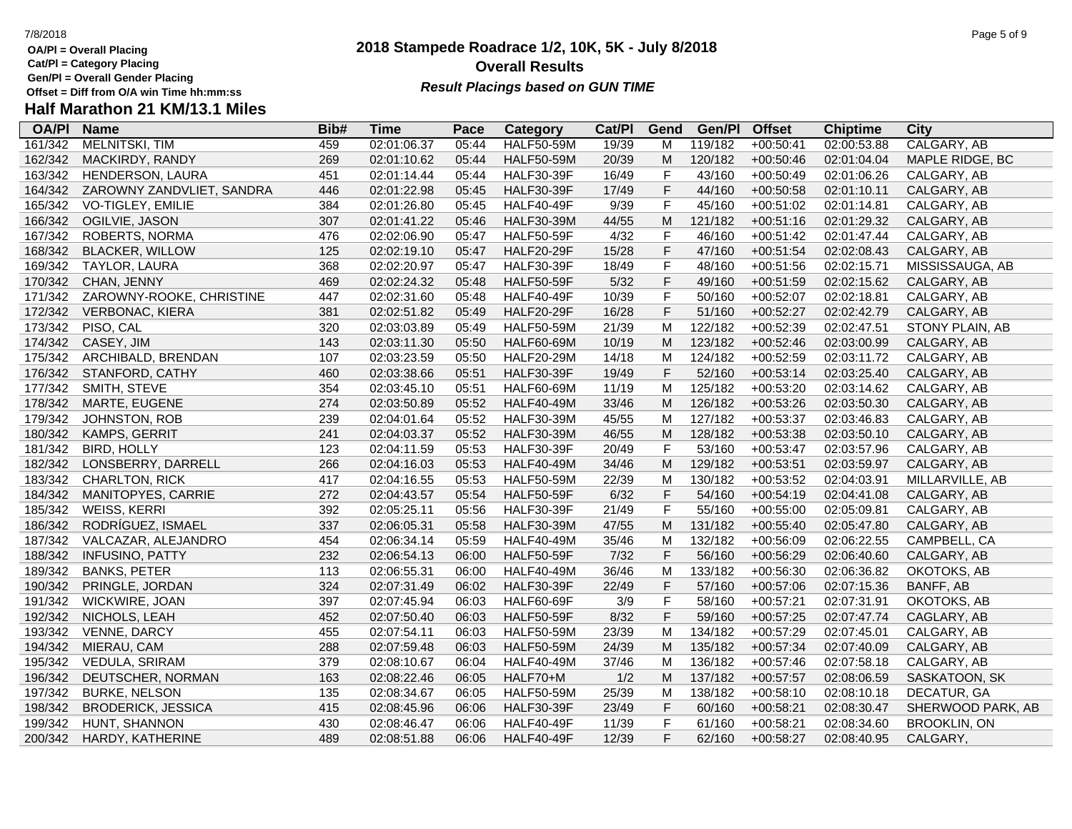OA/Pl = Overall Placing
Cat/Pl = Category Placing
Gen/Pl = Overall Gender Placing
Offset = Diff from O/A win Time hh:mm:ss

# 2018 Stampede Roadrace 1/2, 10K, 5K - July 8/2018

## Overall Results

***Result Placings based on GUN TIME***

## Half Marathon 21 KM/13.1 Miles

| OA/Pl | Name | Bib# | Time | Pace | Category | Cat/Pl | Gend | Gen/Pl | Offset | Chiptime | City |
|---|---|---|---|---|---|---|---|---|---|---|---|
| 161/342 | MELNITSKI, TIM | 459 | 02:01:06.37 | 05:44 | HALF50-59M | 19/39 | M | 119/182 | +00:50:41 | 02:00:53.88 | CALGARY, AB |
| 162/342 | MACKIRDY, RANDY | 269 | 02:01:10.62 | 05:44 | HALF50-59M | 20/39 | M | 120/182 | +00:50:46 | 02:01:04.04 | MAPLE RIDGE, BC |
| 163/342 | HENDERSON, LAURA | 451 | 02:01:14.44 | 05:44 | HALF30-39F | 16/49 | F | 43/160 | +00:50:49 | 02:01:06.26 | CALGARY, AB |
| 164/342 | ZAROWNY ZANDVLIET, SANDRA | 446 | 02:01:22.98 | 05:45 | HALF30-39F | 17/49 | F | 44/160 | +00:50:58 | 02:01:10.11 | CALGARY, AB |
| 165/342 | VO-TIGLEY, EMILIE | 384 | 02:01:26.80 | 05:45 | HALF40-49F | 9/39 | F | 45/160 | +00:51:02 | 02:01:14.81 | CALGARY, AB |
| 166/342 | OGILVIE, JASON | 307 | 02:01:41.22 | 05:46 | HALF30-39M | 44/55 | M | 121/182 | +00:51:16 | 02:01:29.32 | CALGARY, AB |
| 167/342 | ROBERTS, NORMA | 476 | 02:02:06.90 | 05:47 | HALF50-59F | 4/32 | F | 46/160 | +00:51:42 | 02:01:47.44 | CALGARY, AB |
| 168/342 | BLACKER, WILLOW | 125 | 02:02:19.10 | 05:47 | HALF20-29F | 15/28 | F | 47/160 | +00:51:54 | 02:02:08.43 | CALGARY, AB |
| 169/342 | TAYLOR, LAURA | 368 | 02:02:20.97 | 05:47 | HALF30-39F | 18/49 | F | 48/160 | +00:51:56 | 02:02:15.71 | MISSISSAUGA, AB |
| 170/342 | CHAN, JENNY | 469 | 02:02:24.32 | 05:48 | HALF50-59F | 5/32 | F | 49/160 | +00:51:59 | 02:02:15.62 | CALGARY, AB |
| 171/342 | ZAROWNY-ROOKE, CHRISTINE | 447 | 02:02:31.60 | 05:48 | HALF40-49F | 10/39 | F | 50/160 | +00:52:07 | 02:02:18.81 | CALGARY, AB |
| 172/342 | VERBONAC, KIERA | 381 | 02:02:51.82 | 05:49 | HALF20-29F | 16/28 | F | 51/160 | +00:52:27 | 02:02:42.79 | CALGARY, AB |
| 173/342 | PISO, CAL | 320 | 02:03:03.89 | 05:49 | HALF50-59M | 21/39 | M | 122/182 | +00:52:39 | 02:02:47.51 | STONY PLAIN, AB |
| 174/342 | CASEY, JIM | 143 | 02:03:11.30 | 05:50 | HALF60-69M | 10/19 | M | 123/182 | +00:52:46 | 02:03:00.99 | CALGARY, AB |
| 175/342 | ARCHIBALD, BRENDAN | 107 | 02:03:23.59 | 05:50 | HALF20-29M | 14/18 | M | 124/182 | +00:52:59 | 02:03:11.72 | CALGARY, AB |
| 176/342 | STANFORD, CATHY | 460 | 02:03:38.66 | 05:51 | HALF30-39F | 19/49 | F | 52/160 | +00:53:14 | 02:03:25.40 | CALGARY, AB |
| 177/342 | SMITH, STEVE | 354 | 02:03:45.10 | 05:51 | HALF60-69M | 11/19 | M | 125/182 | +00:53:20 | 02:03:14.62 | CALGARY, AB |
| 178/342 | MARTE, EUGENE | 274 | 02:03:50.89 | 05:52 | HALF40-49M | 33/46 | M | 126/182 | +00:53:26 | 02:03:50.30 | CALGARY, AB |
| 179/342 | JOHNSTON, ROB | 239 | 02:04:01.64 | 05:52 | HALF30-39M | 45/55 | M | 127/182 | +00:53:37 | 02:03:46.83 | CALGARY, AB |
| 180/342 | KAMPS, GERRIT | 241 | 02:04:03.37 | 05:52 | HALF30-39M | 46/55 | M | 128/182 | +00:53:38 | 02:03:50.10 | CALGARY, AB |
| 181/342 | BIRD, HOLLY | 123 | 02:04:11.59 | 05:53 | HALF30-39F | 20/49 | F | 53/160 | +00:53:47 | 02:03:57.96 | CALGARY, AB |
| 182/342 | LONSBERRY, DARRELL | 266 | 02:04:16.03 | 05:53 | HALF40-49M | 34/46 | M | 129/182 | +00:53:51 | 02:03:59.97 | CALGARY, AB |
| 183/342 | CHARLTON, RICK | 417 | 02:04:16.55 | 05:53 | HALF50-59M | 22/39 | M | 130/182 | +00:53:52 | 02:04:03.91 | MILLARVILLE, AB |
| 184/342 | MANITOPYES, CARRIE | 272 | 02:04:43.57 | 05:54 | HALF50-59F | 6/32 | F | 54/160 | +00:54:19 | 02:04:41.08 | CALGARY, AB |
| 185/342 | WEISS, KERRI | 392 | 02:05:25.11 | 05:56 | HALF30-39F | 21/49 | F | 55/160 | +00:55:00 | 02:05:09.81 | CALGARY, AB |
| 186/342 | RODRÍGUEZ, ISMAEL | 337 | 02:06:05.31 | 05:58 | HALF30-39M | 47/55 | M | 131/182 | +00:55:40 | 02:05:47.80 | CALGARY, AB |
| 187/342 | VALCAZAR, ALEJANDRO | 454 | 02:06:34.14 | 05:59 | HALF40-49M | 35/46 | M | 132/182 | +00:56:09 | 02:06:22.55 | CAMPBELL, CA |
| 188/342 | INFUSINO, PATTY | 232 | 02:06:54.13 | 06:00 | HALF50-59F | 7/32 | F | 56/160 | +00:56:29 | 02:06:40.60 | CALGARY, AB |
| 189/342 | BANKS, PETER | 113 | 02:06:55.31 | 06:00 | HALF40-49M | 36/46 | M | 133/182 | +00:56:30 | 02:06:36.82 | OKOTOKS, AB |
| 190/342 | PRINGLE, JORDAN | 324 | 02:07:31.49 | 06:02 | HALF30-39F | 22/49 | F | 57/160 | +00:57:06 | 02:07:15.36 | BANFF, AB |
| 191/342 | WICKWIRE, JOAN | 397 | 02:07:45.94 | 06:03 | HALF60-69F | 3/9 | F | 58/160 | +00:57:21 | 02:07:31.91 | OKOTOKS, AB |
| 192/342 | NICHOLS, LEAH | 452 | 02:07:50.40 | 06:03 | HALF50-59F | 8/32 | F | 59/160 | +00:57:25 | 02:07:47.74 | CAGLARY, AB |
| 193/342 | VENNE, DARCY | 455 | 02:07:54.11 | 06:03 | HALF50-59M | 23/39 | M | 134/182 | +00:57:29 | 02:07:45.01 | CALGARY, AB |
| 194/342 | MIERAU, CAM | 288 | 02:07:59.48 | 06:03 | HALF50-59M | 24/39 | M | 135/182 | +00:57:34 | 02:07:40.09 | CALGARY, AB |
| 195/342 | VEDULA, SRIRAM | 379 | 02:08:10.67 | 06:04 | HALF40-49M | 37/46 | M | 136/182 | +00:57:46 | 02:07:58.18 | CALGARY, AB |
| 196/342 | DEUTSCHER, NORMAN | 163 | 02:08:22.46 | 06:05 | HALF70+M | 1/2 | M | 137/182 | +00:57:57 | 02:08:06.59 | SASKATOON, SK |
| 197/342 | BURKE, NELSON | 135 | 02:08:34.67 | 06:05 | HALF50-59M | 25/39 | M | 138/182 | +00:58:10 | 02:08:10.18 | DECATUR, GA |
| 198/342 | BRODERICK, JESSICA | 415 | 02:08:45.96 | 06:06 | HALF30-39F | 23/49 | F | 60/160 | +00:58:21 | 02:08:30.47 | SHERWOOD PARK, AB |
| 199/342 | HUNT, SHANNON | 430 | 02:08:46.47 | 06:06 | HALF40-49F | 11/39 | F | 61/160 | +00:58:21 | 02:08:34.60 | BROOKLIN, ON |
| 200/342 | HARDY, KATHERINE | 489 | 02:08:51.88 | 06:06 | HALF40-49F | 12/39 | F | 62/160 | +00:58:27 | 02:08:40.95 | CALGARY, |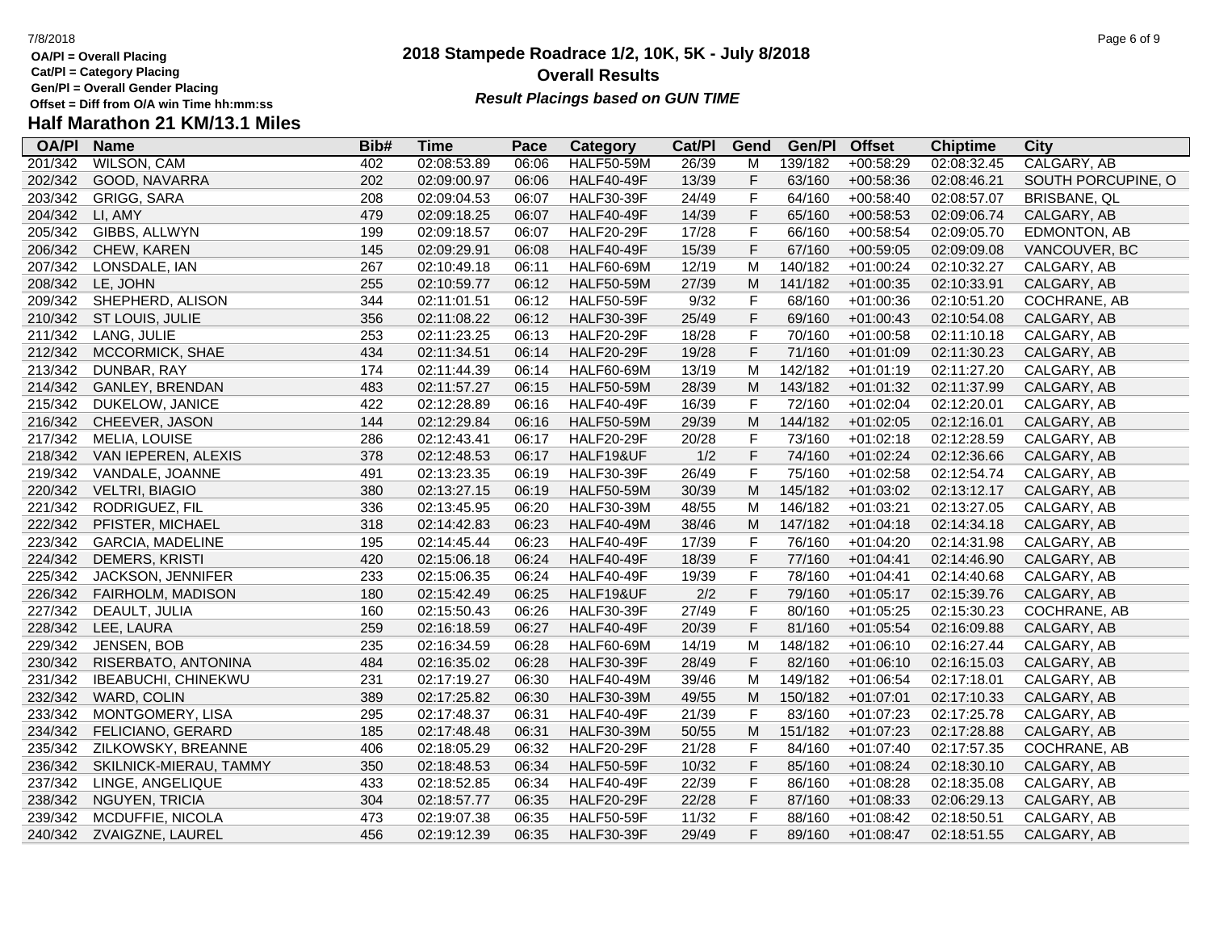# 2018 Stampede Roadrace 1/2, 10K, 5K - July 8/2018

## Overall Results

*Result Placings based on GUN TIME*

OA/Pl = Overall Placing
Cat/Pl = Category Placing
Gen/Pl = Overall Gender Placing
Offset = Diff from O/A win Time hh:mm:ss

## Half Marathon 21 KM/13.1 Miles

| OA/Pl | Name | Bib# | Time | Pace | Category | Cat/Pl | Gend | Gen/Pl | Offset | Chiptime | City |
|---|---|---|---|---|---|---|---|---|---|---|---|
| 201/342 | WILSON, CAM | 402 | 02:08:53.89 | 06:06 | HALF50-59M | 26/39 | M | 139/182 | +00:58:29 | 02:08:32.45 | CALGARY, AB |
| 202/342 | GOOD, NAVARRA | 202 | 02:09:00.97 | 06:06 | HALF40-49F | 13/39 | F | 63/160 | +00:58:36 | 02:08:46.21 | SOUTH PORCUPINE, O |
| 203/342 | GRIGG, SARA | 208 | 02:09:04.53 | 06:07 | HALF30-39F | 24/49 | F | 64/160 | +00:58:40 | 02:08:57.07 | BRISBANE, QL |
| 204/342 | LI, AMY | 479 | 02:09:18.25 | 06:07 | HALF40-49F | 14/39 | F | 65/160 | +00:58:53 | 02:09:06.74 | CALGARY, AB |
| 205/342 | GIBBS, ALLWYN | 199 | 02:09:18.57 | 06:07 | HALF20-29F | 17/28 | F | 66/160 | +00:58:54 | 02:09:05.70 | EDMONTON, AB |
| 206/342 | CHEW, KAREN | 145 | 02:09:29.91 | 06:08 | HALF40-49F | 15/39 | F | 67/160 | +00:59:05 | 02:09:09.08 | VANCOUVER, BC |
| 207/342 | LONSDALE, IAN | 267 | 02:10:49.18 | 06:11 | HALF60-69M | 12/19 | M | 140/182 | +01:00:24 | 02:10:32.27 | CALGARY, AB |
| 208/342 | LE, JOHN | 255 | 02:10:59.77 | 06:12 | HALF50-59M | 27/39 | M | 141/182 | +01:00:35 | 02:10:33.91 | CALGARY, AB |
| 209/342 | SHEPHERD, ALISON | 344 | 02:11:01.51 | 06:12 | HALF50-59F | 9/32 | F | 68/160 | +01:00:36 | 02:10:51.20 | COCHRANE, AB |
| 210/342 | ST LOUIS, JULIE | 356 | 02:11:08.22 | 06:12 | HALF30-39F | 25/49 | F | 69/160 | +01:00:43 | 02:10:54.08 | CALGARY, AB |
| 211/342 | LANG, JULIE | 253 | 02:11:23.25 | 06:13 | HALF20-29F | 18/28 | F | 70/160 | +01:00:58 | 02:11:10.18 | CALGARY, AB |
| 212/342 | MCCORMICK, SHAE | 434 | 02:11:34.51 | 06:14 | HALF20-29F | 19/28 | F | 71/160 | +01:01:09 | 02:11:30.23 | CALGARY, AB |
| 213/342 | DUNBAR, RAY | 174 | 02:11:44.39 | 06:14 | HALF60-69M | 13/19 | M | 142/182 | +01:01:19 | 02:11:27.20 | CALGARY, AB |
| 214/342 | GANLEY, BRENDAN | 483 | 02:11:57.27 | 06:15 | HALF50-59M | 28/39 | M | 143/182 | +01:01:32 | 02:11:37.99 | CALGARY, AB |
| 215/342 | DUKELOW, JANICE | 422 | 02:12:28.89 | 06:16 | HALF40-49F | 16/39 | F | 72/160 | +01:02:04 | 02:12:20.01 | CALGARY, AB |
| 216/342 | CHEEVER, JASON | 144 | 02:12:29.84 | 06:16 | HALF50-59M | 29/39 | M | 144/182 | +01:02:05 | 02:12:16.01 | CALGARY, AB |
| 217/342 | MELIA, LOUISE | 286 | 02:12:43.41 | 06:17 | HALF20-29F | 20/28 | F | 73/160 | +01:02:18 | 02:12:28.59 | CALGARY, AB |
| 218/342 | VAN IEPEREN, ALEXIS | 378 | 02:12:48.53 | 06:17 | HALF19&UF | 1/2 | F | 74/160 | +01:02:24 | 02:12:36.66 | CALGARY, AB |
| 219/342 | VANDALE, JOANNE | 491 | 02:13:23.35 | 06:19 | HALF30-39F | 26/49 | F | 75/160 | +01:02:58 | 02:12:54.74 | CALGARY, AB |
| 220/342 | VELTRI, BIAGIO | 380 | 02:13:27.15 | 06:19 | HALF50-59M | 30/39 | M | 145/182 | +01:03:02 | 02:13:12.17 | CALGARY, AB |
| 221/342 | RODRIGUEZ, FIL | 336 | 02:13:45.95 | 06:20 | HALF30-39M | 48/55 | M | 146/182 | +01:03:21 | 02:13:27.05 | CALGARY, AB |
| 222/342 | PFISTER, MICHAEL | 318 | 02:14:42.83 | 06:23 | HALF40-49M | 38/46 | M | 147/182 | +01:04:18 | 02:14:34.18 | CALGARY, AB |
| 223/342 | GARCIA, MADELINE | 195 | 02:14:45.44 | 06:23 | HALF40-49F | 17/39 | F | 76/160 | +01:04:20 | 02:14:31.98 | CALGARY, AB |
| 224/342 | DEMERS, KRISTI | 420 | 02:15:06.18 | 06:24 | HALF40-49F | 18/39 | F | 77/160 | +01:04:41 | 02:14:46.90 | CALGARY, AB |
| 225/342 | JACKSON, JENNIFER | 233 | 02:15:06.35 | 06:24 | HALF40-49F | 19/39 | F | 78/160 | +01:04:41 | 02:14:40.68 | CALGARY, AB |
| 226/342 | FAIRHOLM, MADISON | 180 | 02:15:42.49 | 06:25 | HALF19&UF | 2/2 | F | 79/160 | +01:05:17 | 02:15:39.76 | CALGARY, AB |
| 227/342 | DEAULT, JULIA | 160 | 02:15:50.43 | 06:26 | HALF30-39F | 27/49 | F | 80/160 | +01:05:25 | 02:15:30.23 | COCHRANE, AB |
| 228/342 | LEE, LAURA | 259 | 02:16:18.59 | 06:27 | HALF40-49F | 20/39 | F | 81/160 | +01:05:54 | 02:16:09.88 | CALGARY, AB |
| 229/342 | JENSEN, BOB | 235 | 02:16:34.59 | 06:28 | HALF60-69M | 14/19 | M | 148/182 | +01:06:10 | 02:16:27.44 | CALGARY, AB |
| 230/342 | RISERBATO, ANTONINA | 484 | 02:16:35.02 | 06:28 | HALF30-39F | 28/49 | F | 82/160 | +01:06:10 | 02:16:15.03 | CALGARY, AB |
| 231/342 | IBEABUCHI, CHINEKWU | 231 | 02:17:19.27 | 06:30 | HALF40-49M | 39/46 | M | 149/182 | +01:06:54 | 02:17:18.01 | CALGARY, AB |
| 232/342 | WARD, COLIN | 389 | 02:17:25.82 | 06:30 | HALF30-39M | 49/55 | M | 150/182 | +01:07:01 | 02:17:10.33 | CALGARY, AB |
| 233/342 | MONTGOMERY, LISA | 295 | 02:17:48.37 | 06:31 | HALF40-49F | 21/39 | F | 83/160 | +01:07:23 | 02:17:25.78 | CALGARY, AB |
| 234/342 | FELICIANO, GERARD | 185 | 02:17:48.48 | 06:31 | HALF30-39M | 50/55 | M | 151/182 | +01:07:23 | 02:17:28.88 | CALGARY, AB |
| 235/342 | ZILKOWSKY, BREANNE | 406 | 02:18:05.29 | 06:32 | HALF20-29F | 21/28 | F | 84/160 | +01:07:40 | 02:17:57.35 | COCHRANE, AB |
| 236/342 | SKILNICK-MIERAU, TAMMY | 350 | 02:18:48.53 | 06:34 | HALF50-59F | 10/32 | F | 85/160 | +01:08:24 | 02:18:30.10 | CALGARY, AB |
| 237/342 | LINGE, ANGELIQUE | 433 | 02:18:52.85 | 06:34 | HALF40-49F | 22/39 | F | 86/160 | +01:08:28 | 02:18:35.08 | CALGARY, AB |
| 238/342 | NGUYEN, TRICIA | 304 | 02:18:57.77 | 06:35 | HALF20-29F | 22/28 | F | 87/160 | +01:08:33 | 02:06:29.13 | CALGARY, AB |
| 239/342 | MCDUFFIE, NICOLA | 473 | 02:19:07.38 | 06:35 | HALF50-59F | 11/32 | F | 88/160 | +01:08:42 | 02:18:50.51 | CALGARY, AB |
| 240/342 | ZVAIGZNE, LAUREL | 456 | 02:19:12.39 | 06:35 | HALF30-39F | 29/49 | F | 89/160 | +01:08:47 | 02:18:51.55 | CALGARY, AB |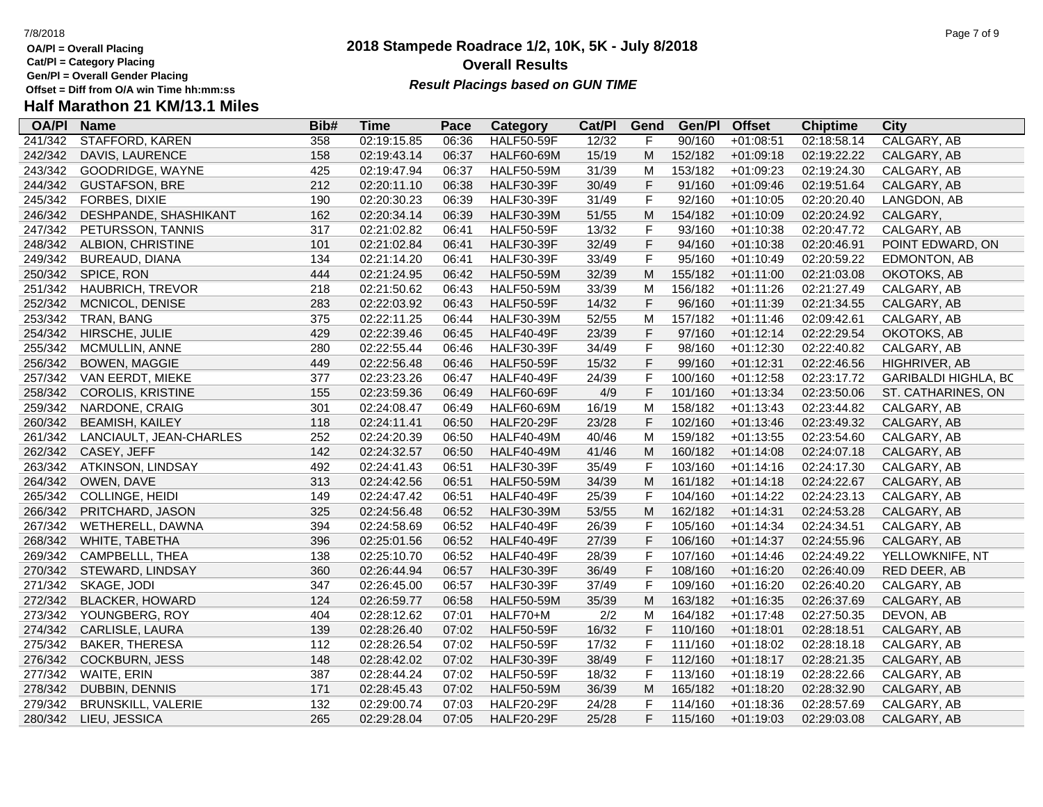OA/Pl = Overall Placing
Cat/Pl = Category Placing
Gen/Pl = Overall Gender Placing
Offset = Diff from O/A win Time hh:mm:ss

# 2018 Stampede Roadrace 1/2, 10K, 5K - July 8/2018

## Overall Results

***Result Placings based on GUN TIME***

## Half Marathon 21 KM/13.1 Miles

| OA/Pl | Name | Bib# | Time | Pace | Category | Cat/Pl | Gend | Gen/Pl | Offset | Chiptime | City |
|---|---|---|---|---|---|---|---|---|---|---|---|
| 241/342 | STAFFORD, KAREN | 358 | 02:19:15.85 | 06:36 | HALF50-59F | 12/32 | F | 90/160 | +01:08:51 | 02:18:58.14 | CALGARY, AB |
| 242/342 | DAVIS, LAURENCE | 158 | 02:19:43.14 | 06:37 | HALF60-69M | 15/19 | M | 152/182 | +01:09:18 | 02:19:22.22 | CALGARY, AB |
| 243/342 | GOODRIDGE, WAYNE | 425 | 02:19:47.94 | 06:37 | HALF50-59M | 31/39 | M | 153/182 | +01:09:23 | 02:19:24.30 | CALGARY, AB |
| 244/342 | GUSTAFSON, BRE | 212 | 02:20:11.10 | 06:38 | HALF30-39F | 30/49 | F | 91/160 | +01:09:46 | 02:19:51.64 | CALGARY, AB |
| 245/342 | FORBES, DIXIE | 190 | 02:20:30.23 | 06:39 | HALF30-39F | 31/49 | F | 92/160 | +01:10:05 | 02:20:20.40 | LANGDON, AB |
| 246/342 | DESHPANDE, SHASHIKANT | 162 | 02:20:34.14 | 06:39 | HALF30-39M | 51/55 | M | 154/182 | +01:10:09 | 02:20:24.92 | CALGARY, |
| 247/342 | PETURSSON, TANNIS | 317 | 02:21:02.82 | 06:41 | HALF50-59F | 13/32 | F | 93/160 | +01:10:38 | 02:20:47.72 | CALGARY, AB |
| 248/342 | ALBION, CHRISTINE | 101 | 02:21:02.84 | 06:41 | HALF30-39F | 32/49 | F | 94/160 | +01:10:38 | 02:20:46.91 | POINT EDWARD, ON |
| 249/342 | BUREAUD, DIANA | 134 | 02:21:14.20 | 06:41 | HALF30-39F | 33/49 | F | 95/160 | +01:10:49 | 02:20:59.22 | EDMONTON, AB |
| 250/342 | SPICE, RON | 444 | 02:21:24.95 | 06:42 | HALF50-59M | 32/39 | M | 155/182 | +01:11:00 | 02:21:03.08 | OKOTOKS, AB |
| 251/342 | HAUBRICH, TREVOR | 218 | 02:21:50.62 | 06:43 | HALF50-59M | 33/39 | M | 156/182 | +01:11:26 | 02:21:27.49 | CALGARY, AB |
| 252/342 | MCNICOL, DENISE | 283 | 02:22:03.92 | 06:43 | HALF50-59F | 14/32 | F | 96/160 | +01:11:39 | 02:21:34.55 | CALGARY, AB |
| 253/342 | TRAN, BANG | 375 | 02:22:11.25 | 06:44 | HALF30-39M | 52/55 | M | 157/182 | +01:11:46 | 02:09:42.61 | CALGARY, AB |
| 254/342 | HIRSCHE, JULIE | 429 | 02:22:39.46 | 06:45 | HALF40-49F | 23/39 | F | 97/160 | +01:12:14 | 02:22:29.54 | OKOTOKS, AB |
| 255/342 | MCMULLIN, ANNE | 280 | 02:22:55.44 | 06:46 | HALF30-39F | 34/49 | F | 98/160 | +01:12:30 | 02:22:40.82 | CALGARY, AB |
| 256/342 | BOWEN, MAGGIE | 449 | 02:22:56.48 | 06:46 | HALF50-59F | 15/32 | F | 99/160 | +01:12:31 | 02:22:46.56 | HIGHRIVER, AB |
| 257/342 | VAN EERDT, MIEKE | 377 | 02:23:23.26 | 06:47 | HALF40-49F | 24/39 | F | 100/160 | +01:12:58 | 02:23:17.72 | GARIBALDI HIGHLA, BC |
| 258/342 | COROLIS, KRISTINE | 155 | 02:23:59.36 | 06:49 | HALF60-69F | 4/9 | F | 101/160 | +01:13:34 | 02:23:50.06 | ST. CATHARINES, ON |
| 259/342 | NARDONE, CRAIG | 301 | 02:24:08.47 | 06:49 | HALF60-69M | 16/19 | M | 158/182 | +01:13:43 | 02:23:44.82 | CALGARY, AB |
| 260/342 | BEAMISH, KAILEY | 118 | 02:24:11.41 | 06:50 | HALF20-29F | 23/28 | F | 102/160 | +01:13:46 | 02:23:49.32 | CALGARY, AB |
| 261/342 | LANCIAULT, JEAN-CHARLES | 252 | 02:24:20.39 | 06:50 | HALF40-49M | 40/46 | M | 159/182 | +01:13:55 | 02:23:54.60 | CALGARY, AB |
| 262/342 | CASEY, JEFF | 142 | 02:24:32.57 | 06:50 | HALF40-49M | 41/46 | M | 160/182 | +01:14:08 | 02:24:07.18 | CALGARY, AB |
| 263/342 | ATKINSON, LINDSAY | 492 | 02:24:41.43 | 06:51 | HALF30-39F | 35/49 | F | 103/160 | +01:14:16 | 02:24:17.30 | CALGARY, AB |
| 264/342 | OWEN, DAVE | 313 | 02:24:42.56 | 06:51 | HALF50-59M | 34/39 | M | 161/182 | +01:14:18 | 02:24:22.67 | CALGARY, AB |
| 265/342 | COLLINGE, HEIDI | 149 | 02:24:47.42 | 06:51 | HALF40-49F | 25/39 | F | 104/160 | +01:14:22 | 02:24:23.13 | CALGARY, AB |
| 266/342 | PRITCHARD, JASON | 325 | 02:24:56.48 | 06:52 | HALF30-39M | 53/55 | M | 162/182 | +01:14:31 | 02:24:53.28 | CALGARY, AB |
| 267/342 | WETHERELL, DAWNA | 394 | 02:24:58.69 | 06:52 | HALF40-49F | 26/39 | F | 105/160 | +01:14:34 | 02:24:34.51 | CALGARY, AB |
| 268/342 | WHITE, TABETHA | 396 | 02:25:01.56 | 06:52 | HALF40-49F | 27/39 | F | 106/160 | +01:14:37 | 02:24:55.96 | CALGARY, AB |
| 269/342 | CAMPBELLL, THEA | 138 | 02:25:10.70 | 06:52 | HALF40-49F | 28/39 | F | 107/160 | +01:14:46 | 02:24:49.22 | YELLOWKNIFE, NT |
| 270/342 | STEWARD, LINDSAY | 360 | 02:26:44.94 | 06:57 | HALF30-39F | 36/49 | F | 108/160 | +01:16:20 | 02:26:40.09 | RED DEER, AB |
| 271/342 | SKAGE, JODI | 347 | 02:26:45.00 | 06:57 | HALF30-39F | 37/49 | F | 109/160 | +01:16:20 | 02:26:40.20 | CALGARY, AB |
| 272/342 | BLACKER, HOWARD | 124 | 02:26:59.77 | 06:58 | HALF50-59M | 35/39 | M | 163/182 | +01:16:35 | 02:26:37.69 | CALGARY, AB |
| 273/342 | YOUNGBERG, ROY | 404 | 02:28:12.62 | 07:01 | HALF70+M | 2/2 | M | 164/182 | +01:17:48 | 02:27:50.35 | DEVON, AB |
| 274/342 | CARLISLE, LAURA | 139 | 02:28:26.40 | 07:02 | HALF50-59F | 16/32 | F | 110/160 | +01:18:01 | 02:28:18.51 | CALGARY, AB |
| 275/342 | BAKER, THERESA | 112 | 02:28:26.54 | 07:02 | HALF50-59F | 17/32 | F | 111/160 | +01:18:02 | 02:28:18.18 | CALGARY, AB |
| 276/342 | COCKBURN, JESS | 148 | 02:28:42.02 | 07:02 | HALF30-39F | 38/49 | F | 112/160 | +01:18:17 | 02:28:21.35 | CALGARY, AB |
| 277/342 | WAITE, ERIN | 387 | 02:28:44.24 | 07:02 | HALF50-59F | 18/32 | F | 113/160 | +01:18:19 | 02:28:22.66 | CALGARY, AB |
| 278/342 | DUBBIN, DENNIS | 171 | 02:28:45.43 | 07:02 | HALF50-59M | 36/39 | M | 165/182 | +01:18:20 | 02:28:32.90 | CALGARY, AB |
| 279/342 | BRUNSKILL, VALERIE | 132 | 02:29:00.74 | 07:03 | HALF20-29F | 24/28 | F | 114/160 | +01:18:36 | 02:28:57.69 | CALGARY, AB |
| 280/342 | LIEU, JESSICA | 265 | 02:29:28.04 | 07:05 | HALF20-29F | 25/28 | F | 115/160 | +01:19:03 | 02:29:03.08 | CALGARY, AB |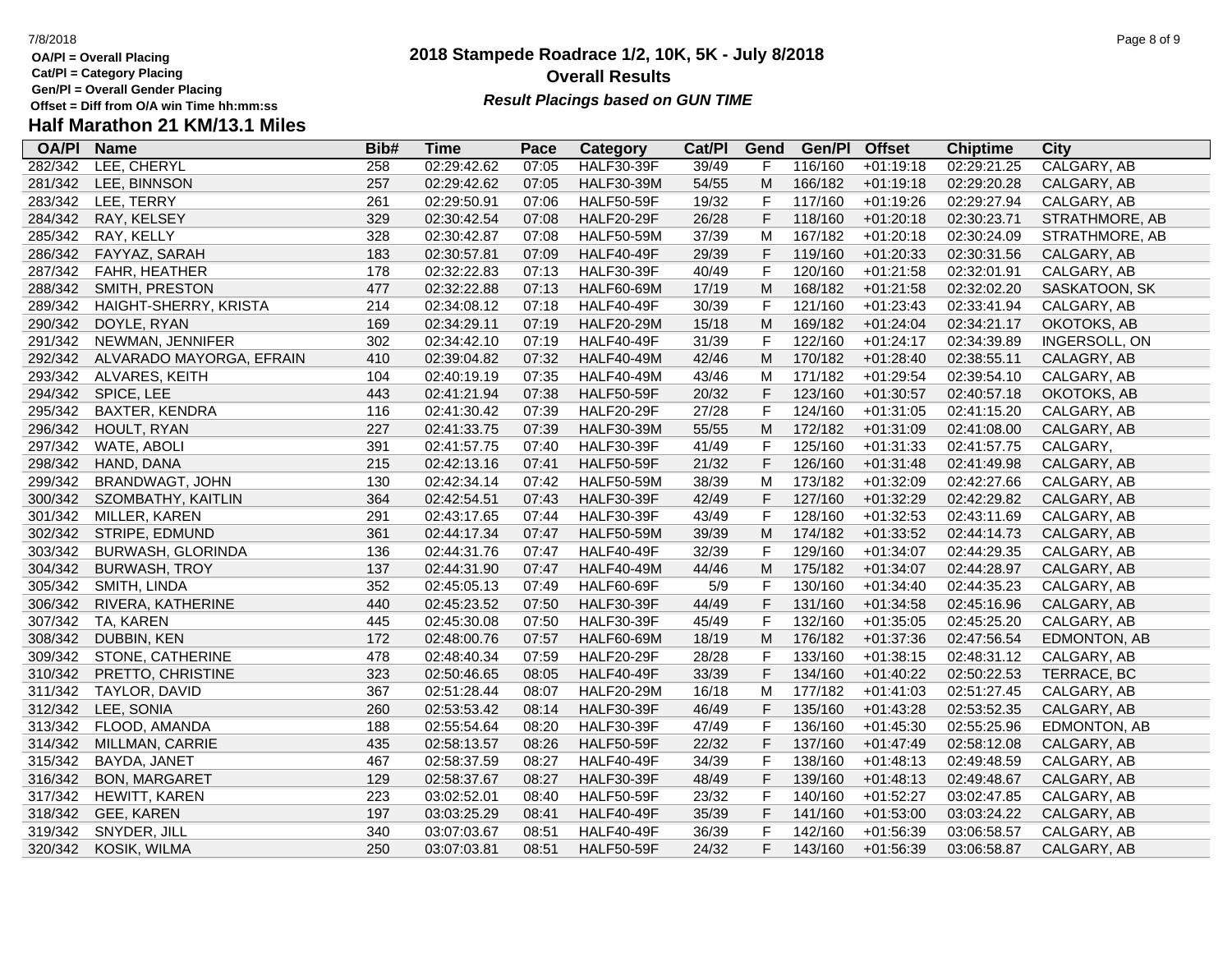7/8/2018

**OA/Pl = Overall Placing**
**Cat/Pl = Category Placing**
**Gen/Pl = Overall Gender Placing**
**Offset = Diff from O/A win Time hh:mm:ss**

# 2018 Stampede Roadrace 1/2, 10K, 5K - July 8/2018

## Overall Results

***Result Placings based on GUN TIME***

## Half Marathon 21 KM/13.1 Miles

| OA/Pl | Name | Bib# | Time | Pace | Category | Cat/Pl | Gend | Gen/Pl | Offset | Chiptime | City |
|---|---|---|---|---|---|---|---|---|---|---|---|
| 282/342 | LEE, CHERYL | 258 | 02:29:42.62 | 07:05 | HALF30-39F | 39/49 | F | 116/160 | +01:19:18 | 02:29:21.25 | CALGARY, AB |
| 281/342 | LEE, BINNSON | 257 | 02:29:42.62 | 07:05 | HALF30-39M | 54/55 | M | 166/182 | +01:19:18 | 02:29:20.28 | CALGARY, AB |
| 283/342 | LEE, TERRY | 261 | 02:29:50.91 | 07:06 | HALF50-59F | 19/32 | F | 117/160 | +01:19:26 | 02:29:27.94 | CALGARY, AB |
| 284/342 | RAY, KELSEY | 329 | 02:30:42.54 | 07:08 | HALF20-29F | 26/28 | F | 118/160 | +01:20:18 | 02:30:23.71 | STRATHMORE, AB |
| 285/342 | RAY, KELLY | 328 | 02:30:42.87 | 07:08 | HALF50-59M | 37/39 | M | 167/182 | +01:20:18 | 02:30:24.09 | STRATHMORE, AB |
| 286/342 | FAYYAZ, SARAH | 183 | 02:30:57.81 | 07:09 | HALF40-49F | 29/39 | F | 119/160 | +01:20:33 | 02:30:31.56 | CALGARY, AB |
| 287/342 | FAHR, HEATHER | 178 | 02:32:22.83 | 07:13 | HALF30-39F | 40/49 | F | 120/160 | +01:21:58 | 02:32:01.91 | CALGARY, AB |
| 288/342 | SMITH, PRESTON | 477 | 02:32:22.88 | 07:13 | HALF60-69M | 17/19 | M | 168/182 | +01:21:58 | 02:32:02.20 | SASKATOON, SK |
| 289/342 | HAIGHT-SHERRY, KRISTA | 214 | 02:34:08.12 | 07:18 | HALF40-49F | 30/39 | F | 121/160 | +01:23:43 | 02:33:41.94 | CALGARY, AB |
| 290/342 | DOYLE, RYAN | 169 | 02:34:29.11 | 07:19 | HALF20-29M | 15/18 | M | 169/182 | +01:24:04 | 02:34:21.17 | OKOTOKS, AB |
| 291/342 | NEWMAN, JENNIFER | 302 | 02:34:42.10 | 07:19 | HALF40-49F | 31/39 | F | 122/160 | +01:24:17 | 02:34:39.89 | INGERSOLL, ON |
| 292/342 | ALVARADO MAYORGA, EFRAIN | 410 | 02:39:04.82 | 07:32 | HALF40-49M | 42/46 | M | 170/182 | +01:28:40 | 02:38:55.11 | CALAGRY, AB |
| 293/342 | ALVARES, KEITH | 104 | 02:40:19.19 | 07:35 | HALF40-49M | 43/46 | M | 171/182 | +01:29:54 | 02:39:54.10 | CALGARY, AB |
| 294/342 | SPICE, LEE | 443 | 02:41:21.94 | 07:38 | HALF50-59F | 20/32 | F | 123/160 | +01:30:57 | 02:40:57.18 | OKOTOKS, AB |
| 295/342 | BAXTER, KENDRA | 116 | 02:41:30.42 | 07:39 | HALF20-29F | 27/28 | F | 124/160 | +01:31:05 | 02:41:15.20 | CALGARY, AB |
| 296/342 | HOULT, RYAN | 227 | 02:41:33.75 | 07:39 | HALF30-39M | 55/55 | M | 172/182 | +01:31:09 | 02:41:08.00 | CALGARY, AB |
| 297/342 | WATE, ABOLI | 391 | 02:41:57.75 | 07:40 | HALF30-39F | 41/49 | F | 125/160 | +01:31:33 | 02:41:57.75 | CALGARY, |
| 298/342 | HAND, DANA | 215 | 02:42:13.16 | 07:41 | HALF50-59F | 21/32 | F | 126/160 | +01:31:48 | 02:41:49.98 | CALGARY, AB |
| 299/342 | BRANDWAGT, JOHN | 130 | 02:42:34.14 | 07:42 | HALF50-59M | 38/39 | M | 173/182 | +01:32:09 | 02:42:27.66 | CALGARY, AB |
| 300/342 | SZOMBATHY, KAITLIN | 364 | 02:42:54.51 | 07:43 | HALF30-39F | 42/49 | F | 127/160 | +01:32:29 | 02:42:29.82 | CALGARY, AB |
| 301/342 | MILLER, KAREN | 291 | 02:43:17.65 | 07:44 | HALF30-39F | 43/49 | F | 128/160 | +01:32:53 | 02:43:11.69 | CALGARY, AB |
| 302/342 | STRIPE, EDMUND | 361 | 02:44:17.34 | 07:47 | HALF50-59M | 39/39 | M | 174/182 | +01:33:52 | 02:44:14.73 | CALGARY, AB |
| 303/342 | BURWASH, GLORINDA | 136 | 02:44:31.76 | 07:47 | HALF40-49F | 32/39 | F | 129/160 | +01:34:07 | 02:44:29.35 | CALGARY, AB |
| 304/342 | BURWASH, TROY | 137 | 02:44:31.90 | 07:47 | HALF40-49M | 44/46 | M | 175/182 | +01:34:07 | 02:44:28.97 | CALGARY, AB |
| 305/342 | SMITH, LINDA | 352 | 02:45:05.13 | 07:49 | HALF60-69F | 5/9 | F | 130/160 | +01:34:40 | 02:44:35.23 | CALGARY, AB |
| 306/342 | RIVERA, KATHERINE | 440 | 02:45:23.52 | 07:50 | HALF30-39F | 44/49 | F | 131/160 | +01:34:58 | 02:45:16.96 | CALGARY, AB |
| 307/342 | TA, KAREN | 445 | 02:45:30.08 | 07:50 | HALF30-39F | 45/49 | F | 132/160 | +01:35:05 | 02:45:25.20 | CALGARY, AB |
| 308/342 | DUBBIN, KEN | 172 | 02:48:00.76 | 07:57 | HALF60-69M | 18/19 | M | 176/182 | +01:37:36 | 02:47:56.54 | EDMONTON, AB |
| 309/342 | STONE, CATHERINE | 478 | 02:48:40.34 | 07:59 | HALF20-29F | 28/28 | F | 133/160 | +01:38:15 | 02:48:31.12 | CALGARY, AB |
| 310/342 | PRETTO, CHRISTINE | 323 | 02:50:46.65 | 08:05 | HALF40-49F | 33/39 | F | 134/160 | +01:40:22 | 02:50:22.53 | TERRACE, BC |
| 311/342 | TAYLOR, DAVID | 367 | 02:51:28.44 | 08:07 | HALF20-29M | 16/18 | M | 177/182 | +01:41:03 | 02:51:27.45 | CALGARY, AB |
| 312/342 | LEE, SONIA | 260 | 02:53:53.42 | 08:14 | HALF30-39F | 46/49 | F | 135/160 | +01:43:28 | 02:53:52.35 | CALGARY, AB |
| 313/342 | FLOOD, AMANDA | 188 | 02:55:54.64 | 08:20 | HALF30-39F | 47/49 | F | 136/160 | +01:45:30 | 02:55:25.96 | EDMONTON, AB |
| 314/342 | MILLMAN, CARRIE | 435 | 02:58:13.57 | 08:26 | HALF50-59F | 22/32 | F | 137/160 | +01:47:49 | 02:58:12.08 | CALGARY, AB |
| 315/342 | BAYDA, JANET | 467 | 02:58:37.59 | 08:27 | HALF40-49F | 34/39 | F | 138/160 | +01:48:13 | 02:49:48.59 | CALGARY, AB |
| 316/342 | BON, MARGARET | 129 | 02:58:37.67 | 08:27 | HALF30-39F | 48/49 | F | 139/160 | +01:48:13 | 02:49:48.67 | CALGARY, AB |
| 317/342 | HEWITT, KAREN | 223 | 03:02:52.01 | 08:40 | HALF50-59F | 23/32 | F | 140/160 | +01:52:27 | 03:02:47.85 | CALGARY, AB |
| 318/342 | GEE, KAREN | 197 | 03:03:25.29 | 08:41 | HALF40-49F | 35/39 | F | 141/160 | +01:53:00 | 03:03:24.22 | CALGARY, AB |
| 319/342 | SNYDER, JILL | 340 | 03:07:03.67 | 08:51 | HALF40-49F | 36/39 | F | 142/160 | +01:56:39 | 03:06:58.57 | CALGARY, AB |
| 320/342 | KOSIK, WILMA | 250 | 03:07:03.81 | 08:51 | HALF50-59F | 24/32 | F | 143/160 | +01:56:39 | 03:06:58.87 | CALGARY, AB |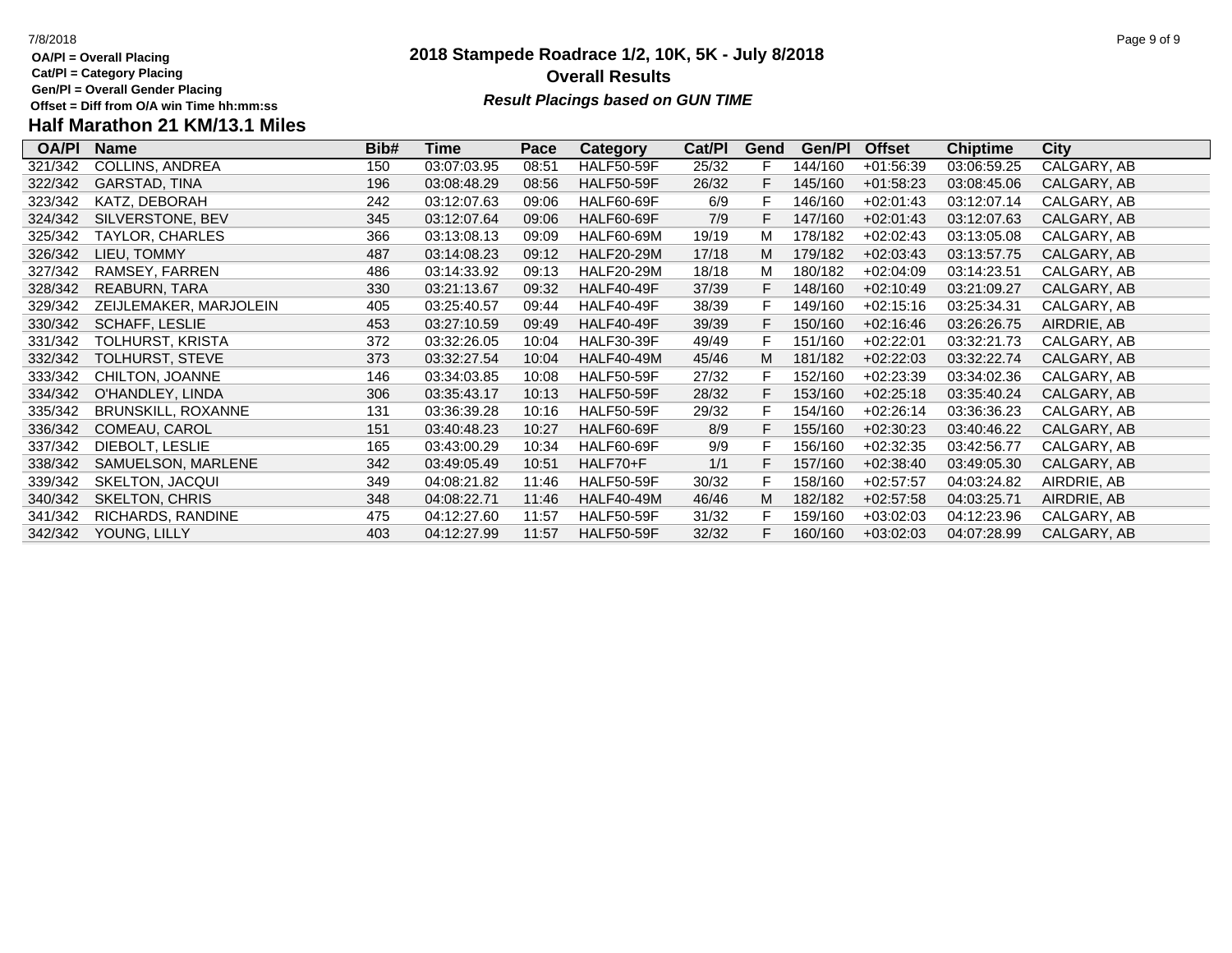7/8/2018

OA/Pl = Overall Placing
Cat/Pl = Category Placing
Gen/Pl = Overall Gender Placing
Offset = Diff from O/A win Time hh:mm:ss

# 2018 Stampede Roadrace 1/2, 10K, 5K - July 8/2018

## Overall Results

*Result Placings based on GUN TIME*

## Half Marathon 21 KM/13.1 Miles

| OA/Pl | Name | Bib# | Time | Pace | Category | Cat/Pl | Gend | Gen/Pl | Offset | Chiptime | City |
|---|---|---|---|---|---|---|---|---|---|---|---|
| 321/342 | COLLINS, ANDREA | 150 | 03:07:03.95 | 08:51 | HALF50-59F | 25/32 | F | 144/160 | +01:56:39 | 03:06:59.25 | CALGARY, AB |
| 322/342 | GARSTAD, TINA | 196 | 03:08:48.29 | 08:56 | HALF50-59F | 26/32 | F | 145/160 | +01:58:23 | 03:08:45.06 | CALGARY, AB |
| 323/342 | KATZ, DEBORAH | 242 | 03:12:07.63 | 09:06 | HALF60-69F | 6/9 | F | 146/160 | +02:01:43 | 03:12:07.14 | CALGARY, AB |
| 324/342 | SILVERSTONE, BEV | 345 | 03:12:07.64 | 09:06 | HALF60-69F | 7/9 | F | 147/160 | +02:01:43 | 03:12:07.63 | CALGARY, AB |
| 325/342 | TAYLOR, CHARLES | 366 | 03:13:08.13 | 09:09 | HALF60-69M | 19/19 | M | 178/182 | +02:02:43 | 03:13:05.08 | CALGARY, AB |
| 326/342 | LIEU, TOMMY | 487 | 03:14:08.23 | 09:12 | HALF20-29M | 17/18 | M | 179/182 | +02:03:43 | 03:13:57.75 | CALGARY, AB |
| 327/342 | RAMSEY, FARREN | 486 | 03:14:33.92 | 09:13 | HALF20-29M | 18/18 | M | 180/182 | +02:04:09 | 03:14:23.51 | CALGARY, AB |
| 328/342 | REABURN, TARA | 330 | 03:21:13.67 | 09:32 | HALF40-49F | 37/39 | F | 148/160 | +02:10:49 | 03:21:09.27 | CALGARY, AB |
| 329/342 | ZEIJLEMAKER, MARJOLEIN | 405 | 03:25:40.57 | 09:44 | HALF40-49F | 38/39 | F | 149/160 | +02:15:16 | 03:25:34.31 | CALGARY, AB |
| 330/342 | SCHAFF, LESLIE | 453 | 03:27:10.59 | 09:49 | HALF40-49F | 39/39 | F | 150/160 | +02:16:46 | 03:26:26.75 | AIRDRIE, AB |
| 331/342 | TOLHURST, KRISTA | 372 | 03:32:26.05 | 10:04 | HALF30-39F | 49/49 | F | 151/160 | +02:22:01 | 03:32:21.73 | CALGARY, AB |
| 332/342 | TOLHURST, STEVE | 373 | 03:32:27.54 | 10:04 | HALF40-49M | 45/46 | M | 181/182 | +02:22:03 | 03:32:22.74 | CALGARY, AB |
| 333/342 | CHILTON, JOANNE | 146 | 03:34:03.85 | 10:08 | HALF50-59F | 27/32 | F | 152/160 | +02:23:39 | 03:34:02.36 | CALGARY, AB |
| 334/342 | O'HANDLEY, LINDA | 306 | 03:35:43.17 | 10:13 | HALF50-59F | 28/32 | F | 153/160 | +02:25:18 | 03:35:40.24 | CALGARY, AB |
| 335/342 | BRUNSKILL, ROXANNE | 131 | 03:36:39.28 | 10:16 | HALF50-59F | 29/32 | F | 154/160 | +02:26:14 | 03:36:36.23 | CALGARY, AB |
| 336/342 | COMEAU, CAROL | 151 | 03:40:48.23 | 10:27 | HALF60-69F | 8/9 | F | 155/160 | +02:30:23 | 03:40:46.22 | CALGARY, AB |
| 337/342 | DIEBOLT, LESLIE | 165 | 03:43:00.29 | 10:34 | HALF60-69F | 9/9 | F | 156/160 | +02:32:35 | 03:42:56.77 | CALGARY, AB |
| 338/342 | SAMUELSON, MARLENE | 342 | 03:49:05.49 | 10:51 | HALF70+F | 1/1 | F | 157/160 | +02:38:40 | 03:49:05.30 | CALGARY, AB |
| 339/342 | SKELTON, JACQUI | 349 | 04:08:21.82 | 11:46 | HALF50-59F | 30/32 | F | 158/160 | +02:57:57 | 04:03:24.82 | AIRDRIE, AB |
| 340/342 | SKELTON, CHRIS | 348 | 04:08:22.71 | 11:46 | HALF40-49M | 46/46 | M | 182/182 | +02:57:58 | 04:03:25.71 | AIRDRIE, AB |
| 341/342 | RICHARDS, RANDINE | 475 | 04:12:27.60 | 11:57 | HALF50-59F | 31/32 | F | 159/160 | +03:02:03 | 04:12:23.96 | CALGARY, AB |
| 342/342 | YOUNG, LILLY | 403 | 04:12:27.99 | 11:57 | HALF50-59F | 32/32 | F | 160/160 | +03:02:03 | 04:07:28.99 | CALGARY, AB |